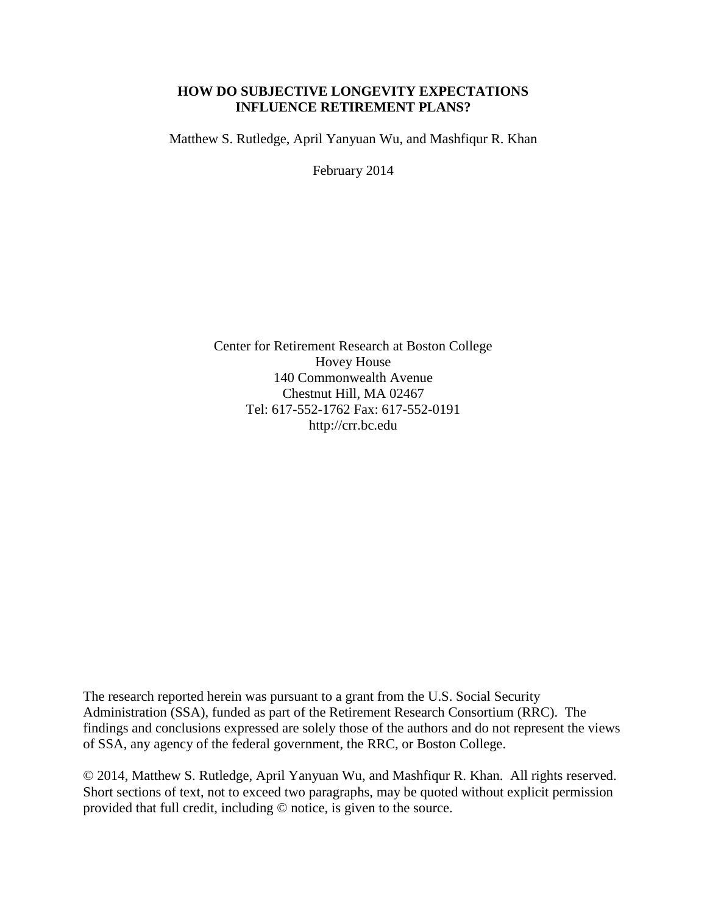# HOW DO SUBJECTIVE LONGEVITY EXPECTATIONS INFLUENCE RETIREMENT PLANS?

Matthew S. Rutledge, April Yanyuan Wu, and Mashfiqur R. Khan

February 2014

Center for Retirement Research at Boston College
Hovey House
140 Commonwealth Avenue
Chestnut Hill, MA 02467
Tel: 617-552-1762 Fax: 617-552-0191
http://crr.bc.edu

The research reported herein was pursuant to a grant from the U.S. Social Security Administration (SSA), funded as part of the Retirement Research Consortium (RRC). The findings and conclusions expressed are solely those of the authors and do not represent the views of SSA, any agency of the federal government, the RRC, or Boston College.

© 2014, Matthew S. Rutledge, April Yanyuan Wu, and Mashfiqur R. Khan. All rights reserved. Short sections of text, not to exceed two paragraphs, may be quoted without explicit permission provided that full credit, including © notice, is given to the source.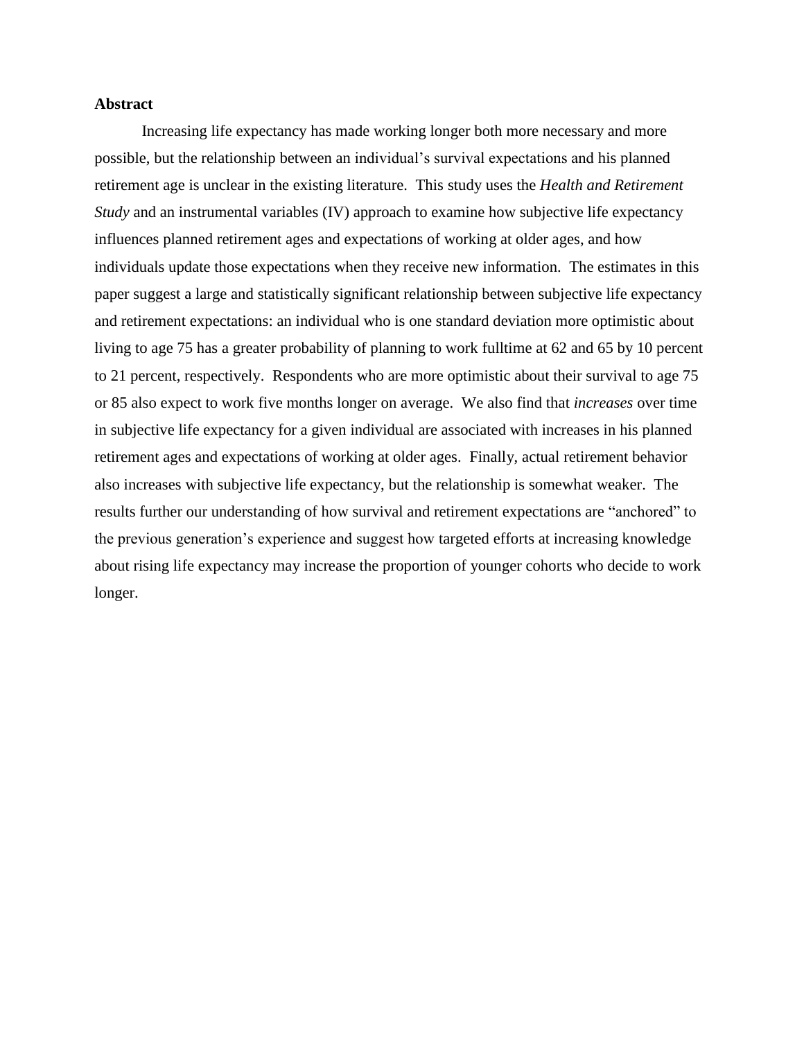**Abstract**

Increasing life expectancy has made working longer both more necessary and more possible, but the relationship between an individual's survival expectations and his planned retirement age is unclear in the existing literature. This study uses the *Health and Retirement Study* and an instrumental variables (IV) approach to examine how subjective life expectancy influences planned retirement ages and expectations of working at older ages, and how individuals update those expectations when they receive new information. The estimates in this paper suggest a large and statistically significant relationship between subjective life expectancy and retirement expectations: an individual who is one standard deviation more optimistic about living to age 75 has a greater probability of planning to work fulltime at 62 and 65 by 10 percent to 21 percent, respectively. Respondents who are more optimistic about their survival to age 75 or 85 also expect to work five months longer on average. We also find that *increases* over time in subjective life expectancy for a given individual are associated with increases in his planned retirement ages and expectations of working at older ages. Finally, actual retirement behavior also increases with subjective life expectancy, but the relationship is somewhat weaker. The results further our understanding of how survival and retirement expectations are "anchored" to the previous generation's experience and suggest how targeted efforts at increasing knowledge about rising life expectancy may increase the proportion of younger cohorts who decide to work longer.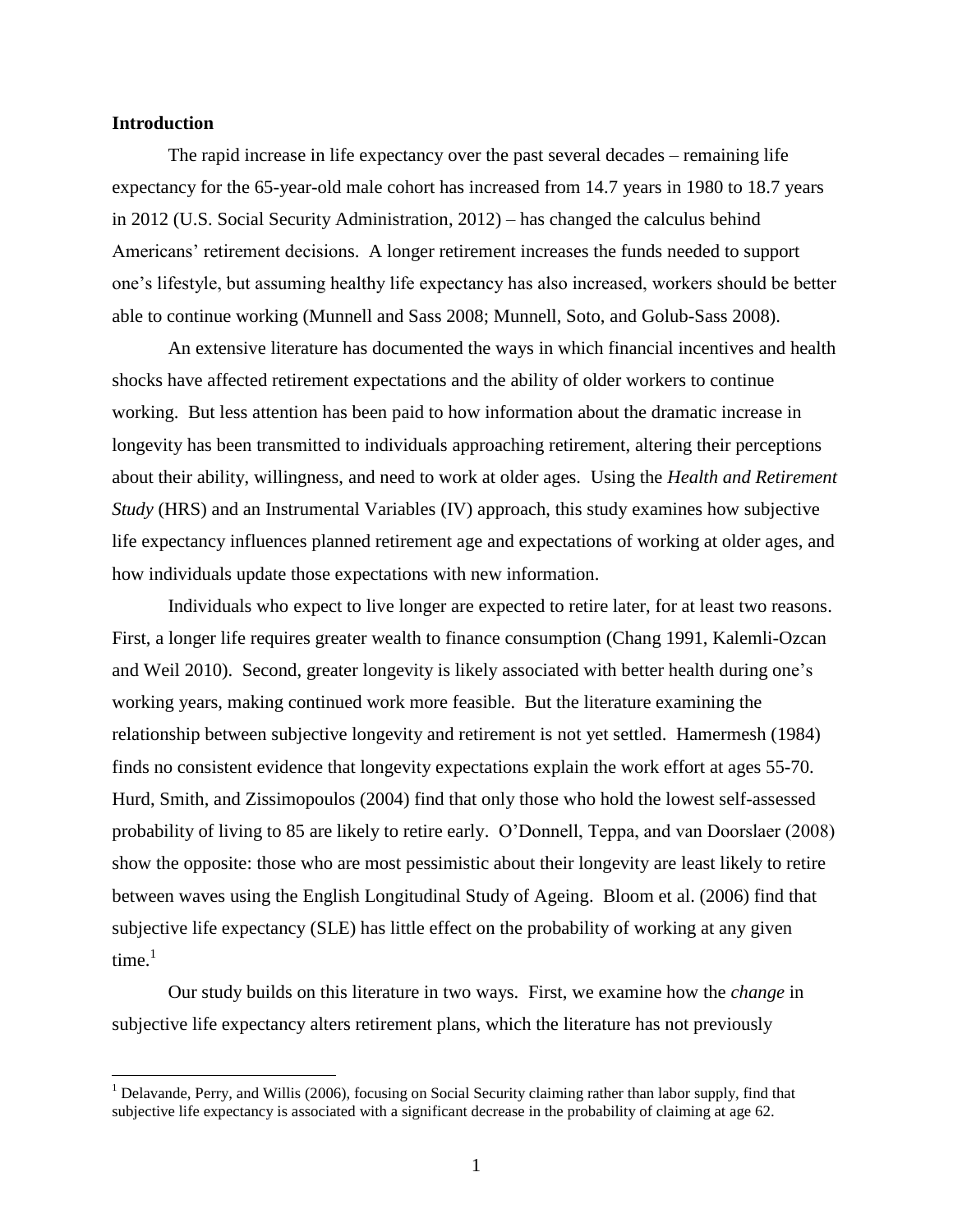## Introduction

The rapid increase in life expectancy over the past several decades – remaining life expectancy for the 65-year-old male cohort has increased from 14.7 years in 1980 to 18.7 years in 2012 (U.S. Social Security Administration, 2012) – has changed the calculus behind Americans' retirement decisions. A longer retirement increases the funds needed to support one's lifestyle, but assuming healthy life expectancy has also increased, workers should be better able to continue working (Munnell and Sass 2008; Munnell, Soto, and Golub-Sass 2008).

An extensive literature has documented the ways in which financial incentives and health shocks have affected retirement expectations and the ability of older workers to continue working. But less attention has been paid to how information about the dramatic increase in longevity has been transmitted to individuals approaching retirement, altering their perceptions about their ability, willingness, and need to work at older ages. Using the *Health and Retirement Study* (HRS) and an Instrumental Variables (IV) approach, this study examines how subjective life expectancy influences planned retirement age and expectations of working at older ages, and how individuals update those expectations with new information.

Individuals who expect to live longer are expected to retire later, for at least two reasons. First, a longer life requires greater wealth to finance consumption (Chang 1991, Kalemli-Ozcan and Weil 2010). Second, greater longevity is likely associated with better health during one's working years, making continued work more feasible. But the literature examining the relationship between subjective longevity and retirement is not yet settled. Hamermesh (1984) finds no consistent evidence that longevity expectations explain the work effort at ages 55-70. Hurd, Smith, and Zissimopoulos (2004) find that only those who hold the lowest self-assessed probability of living to 85 are likely to retire early. O'Donnell, Teppa, and van Doorslaer (2008) show the opposite: those who are most pessimistic about their longevity are least likely to retire between waves using the English Longitudinal Study of Ageing. Bloom et al. (2006) find that subjective life expectancy (SLE) has little effect on the probability of working at any given time.[1]

Our study builds on this literature in two ways. First, we examine how the *change* in subjective life expectancy alters retirement plans, which the literature has not previously

[1] Delavande, Perry, and Willis (2006), focusing on Social Security claiming rather than labor supply, find that subjective life expectancy is associated with a significant decrease in the probability of claiming at age 62.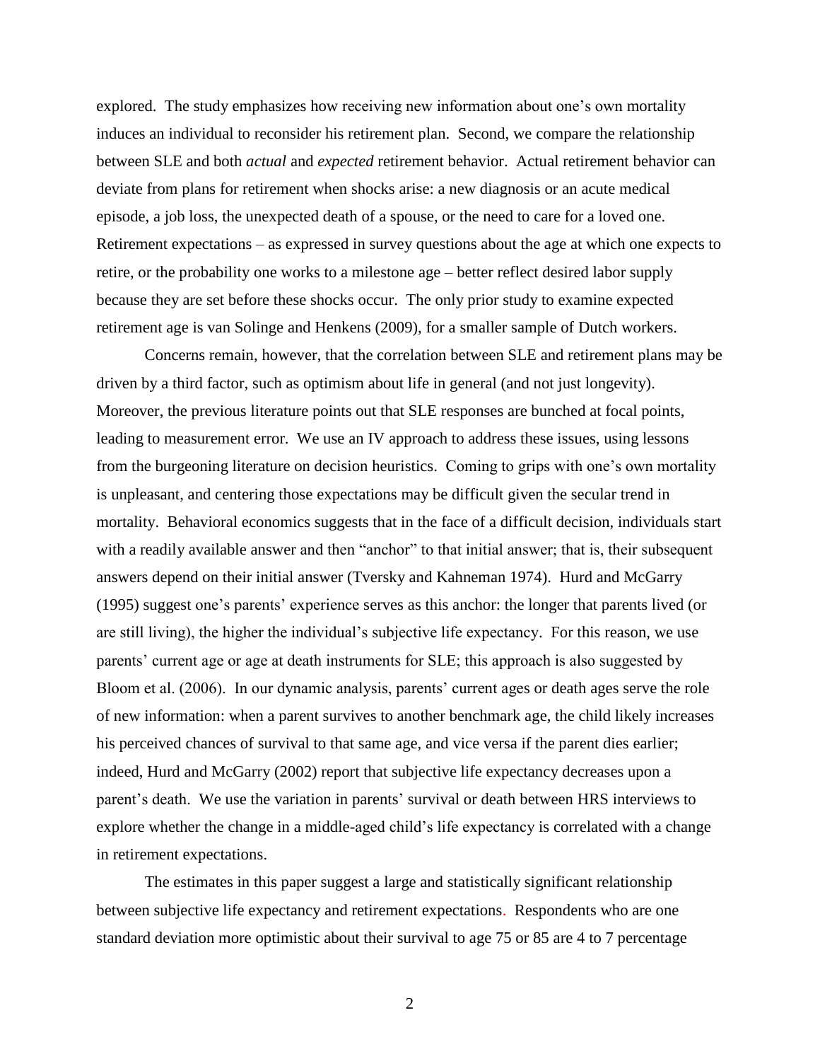explored. The study emphasizes how receiving new information about one's own mortality induces an individual to reconsider his retirement plan. Second, we compare the relationship between SLE and both *actual* and *expected* retirement behavior. Actual retirement behavior can deviate from plans for retirement when shocks arise: a new diagnosis or an acute medical episode, a job loss, the unexpected death of a spouse, or the need to care for a loved one. Retirement expectations – as expressed in survey questions about the age at which one expects to retire, or the probability one works to a milestone age – better reflect desired labor supply because they are set before these shocks occur. The only prior study to examine expected retirement age is van Solinge and Henkens (2009), for a smaller sample of Dutch workers.

Concerns remain, however, that the correlation between SLE and retirement plans may be driven by a third factor, such as optimism about life in general (and not just longevity). Moreover, the previous literature points out that SLE responses are bunched at focal points, leading to measurement error. We use an IV approach to address these issues, using lessons from the burgeoning literature on decision heuristics. Coming to grips with one's own mortality is unpleasant, and centering those expectations may be difficult given the secular trend in mortality. Behavioral economics suggests that in the face of a difficult decision, individuals start with a readily available answer and then "anchor" to that initial answer; that is, their subsequent answers depend on their initial answer (Tversky and Kahneman 1974). Hurd and McGarry (1995) suggest one's parents' experience serves as this anchor: the longer that parents lived (or are still living), the higher the individual's subjective life expectancy. For this reason, we use parents' current age or age at death instruments for SLE; this approach is also suggested by Bloom et al. (2006). In our dynamic analysis, parents' current ages or death ages serve the role of new information: when a parent survives to another benchmark age, the child likely increases his perceived chances of survival to that same age, and vice versa if the parent dies earlier; indeed, Hurd and McGarry (2002) report that subjective life expectancy decreases upon a parent's death. We use the variation in parents' survival or death between HRS interviews to explore whether the change in a middle-aged child's life expectancy is correlated with a change in retirement expectations.

The estimates in this paper suggest a large and statistically significant relationship between subjective life expectancy and retirement expectations. Respondents who are one standard deviation more optimistic about their survival to age 75 or 85 are 4 to 7 percentage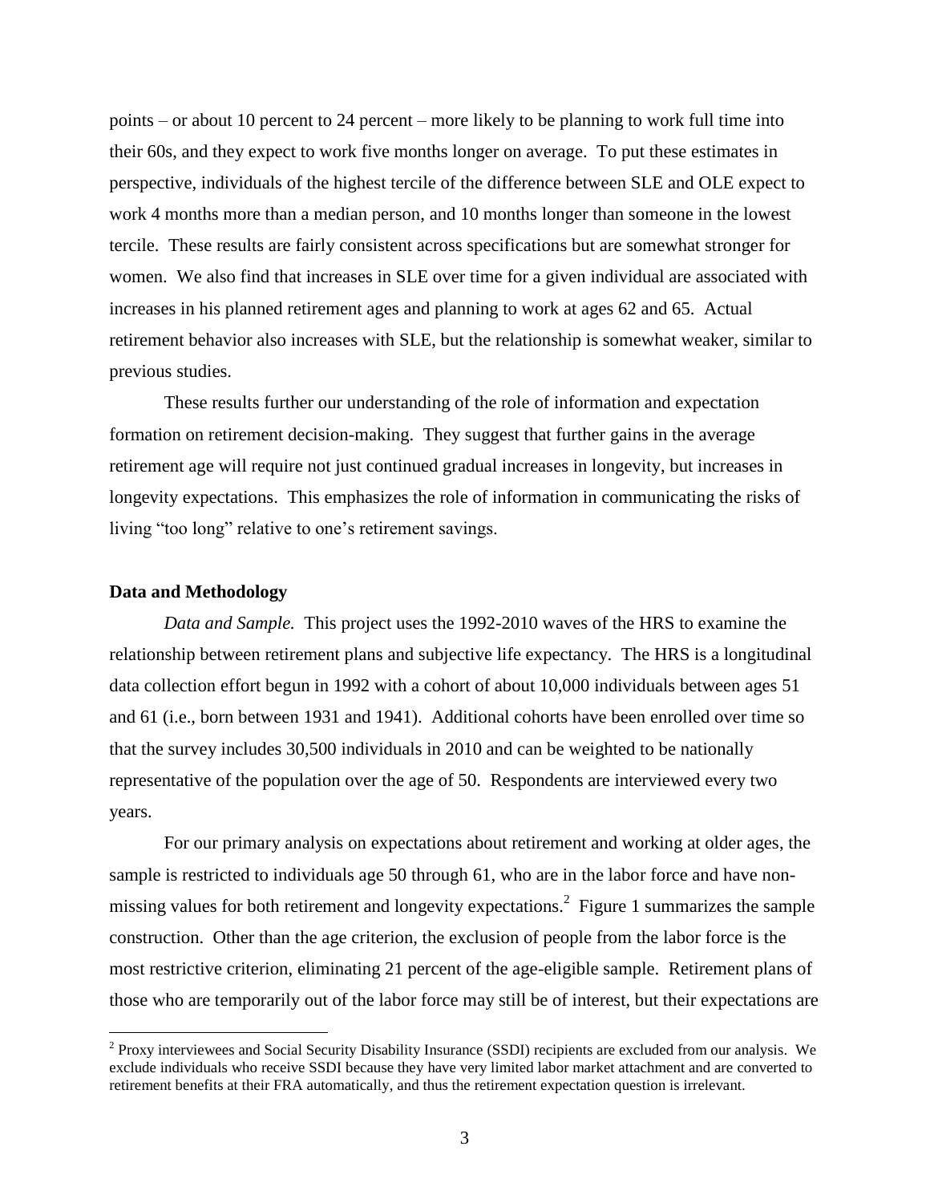points – or about 10 percent to 24 percent – more likely to be planning to work full time into their 60s, and they expect to work five months longer on average. To put these estimates in perspective, individuals of the highest tercile of the difference between SLE and OLE expect to work 4 months more than a median person, and 10 months longer than someone in the lowest tercile. These results are fairly consistent across specifications but are somewhat stronger for women. We also find that increases in SLE over time for a given individual are associated with increases in his planned retirement ages and planning to work at ages 62 and 65. Actual retirement behavior also increases with SLE, but the relationship is somewhat weaker, similar to previous studies.

These results further our understanding of the role of information and expectation formation on retirement decision-making. They suggest that further gains in the average retirement age will require not just continued gradual increases in longevity, but increases in longevity expectations. This emphasizes the role of information in communicating the risks of living "too long" relative to one's retirement savings.

**Data and Methodology**

*Data and Sample.* This project uses the 1992-2010 waves of the HRS to examine the relationship between retirement plans and subjective life expectancy. The HRS is a longitudinal data collection effort begun in 1992 with a cohort of about 10,000 individuals between ages 51 and 61 (i.e., born between 1931 and 1941). Additional cohorts have been enrolled over time so that the survey includes 30,500 individuals in 2010 and can be weighted to be nationally representative of the population over the age of 50. Respondents are interviewed every two years.

For our primary analysis on expectations about retirement and working at older ages, the sample is restricted to individuals age 50 through 61, who are in the labor force and have non-missing values for both retirement and longevity expectations.[2] Figure 1 summarizes the sample construction. Other than the age criterion, the exclusion of people from the labor force is the most restrictive criterion, eliminating 21 percent of the age-eligible sample. Retirement plans of those who are temporarily out of the labor force may still be of interest, but their expectations are

[2] Proxy interviewees and Social Security Disability Insurance (SSDI) recipients are excluded from our analysis. We exclude individuals who receive SSDI because they have very limited labor market attachment and are converted to retirement benefits at their FRA automatically, and thus the retirement expectation question is irrelevant.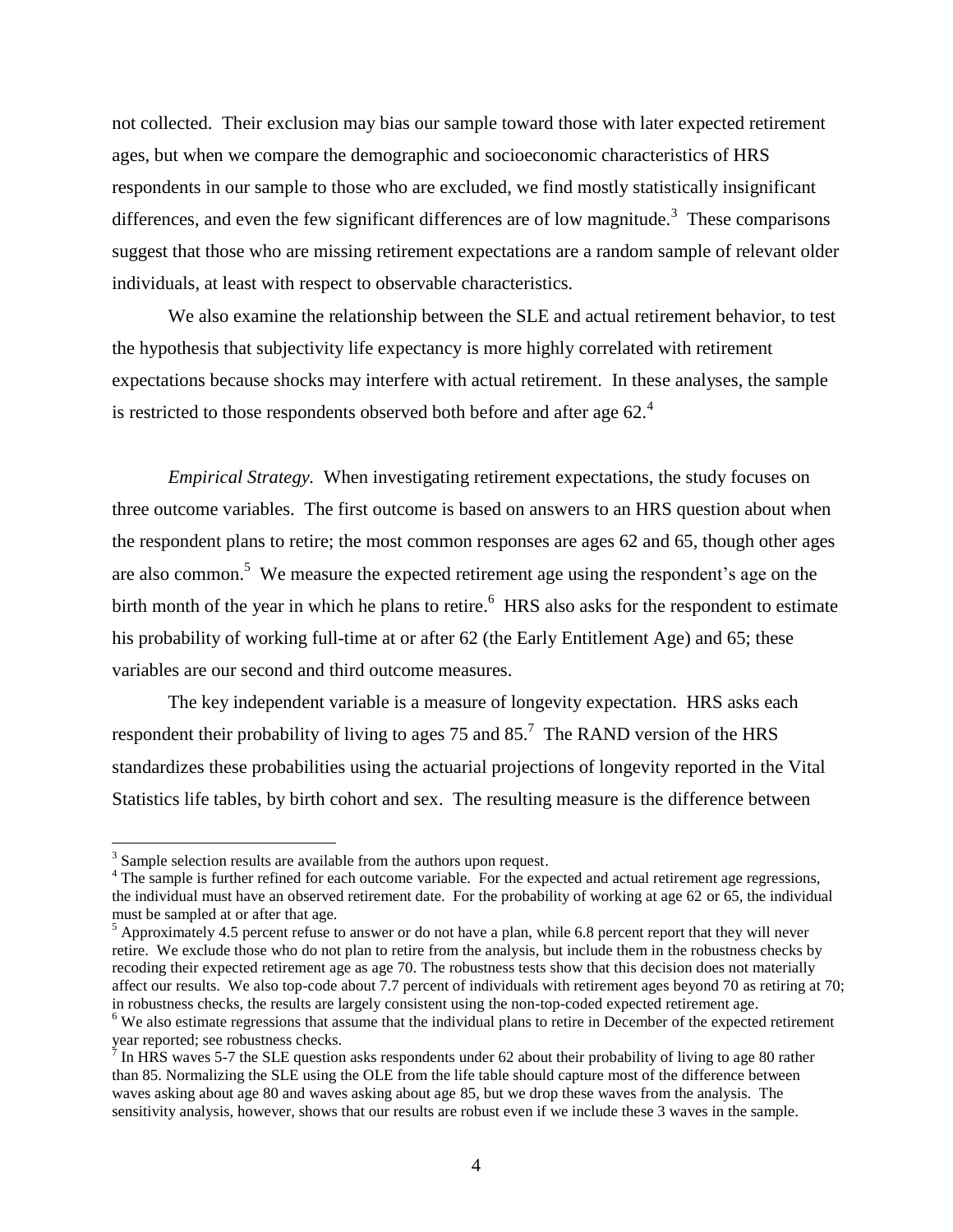not collected. Their exclusion may bias our sample toward those with later expected retirement ages, but when we compare the demographic and socioeconomic characteristics of HRS respondents in our sample to those who are excluded, we find mostly statistically insignificant differences, and even the few significant differences are of low magnitude.[3] These comparisons suggest that those who are missing retirement expectations are a random sample of relevant older individuals, at least with respect to observable characteristics.

We also examine the relationship between the SLE and actual retirement behavior, to test the hypothesis that subjectivity life expectancy is more highly correlated with retirement expectations because shocks may interfere with actual retirement. In these analyses, the sample is restricted to those respondents observed both before and after age 62.[4]

*Empirical Strategy.* When investigating retirement expectations, the study focuses on three outcome variables. The first outcome is based on answers to an HRS question about when the respondent plans to retire; the most common responses are ages 62 and 65, though other ages are also common.[5] We measure the expected retirement age using the respondent's age on the birth month of the year in which he plans to retire.[6] HRS also asks for the respondent to estimate his probability of working full-time at or after 62 (the Early Entitlement Age) and 65; these variables are our second and third outcome measures.

The key independent variable is a measure of longevity expectation. HRS asks each respondent their probability of living to ages 75 and 85.[7] The RAND version of the HRS standardizes these probabilities using the actuarial projections of longevity reported in the Vital Statistics life tables, by birth cohort and sex. The resulting measure is the difference between

---

[3] Sample selection results are available from the authors upon request.

[4] The sample is further refined for each outcome variable. For the expected and actual retirement age regressions, the individual must have an observed retirement date. For the probability of working at age 62 or 65, the individual must be sampled at or after that age.

[5] Approximately 4.5 percent refuse to answer or do not have a plan, while 6.8 percent report that they will never retire. We exclude those who do not plan to retire from the analysis, but include them in the robustness checks by recoding their expected retirement age as age 70. The robustness tests show that this decision does not materially affect our results. We also top-code about 7.7 percent of individuals with retirement ages beyond 70 as retiring at 70; in robustness checks, the results are largely consistent using the non-top-coded expected retirement age.

[6] We also estimate regressions that assume that the individual plans to retire in December of the expected retirement year reported; see robustness checks.

[7] In HRS waves 5-7 the SLE question asks respondents under 62 about their probability of living to age 80 rather than 85. Normalizing the SLE using the OLE from the life table should capture most of the difference between waves asking about age 80 and waves asking about age 85, but we drop these waves from the analysis. The sensitivity analysis, however, shows that our results are robust even if we include these 3 waves in the sample.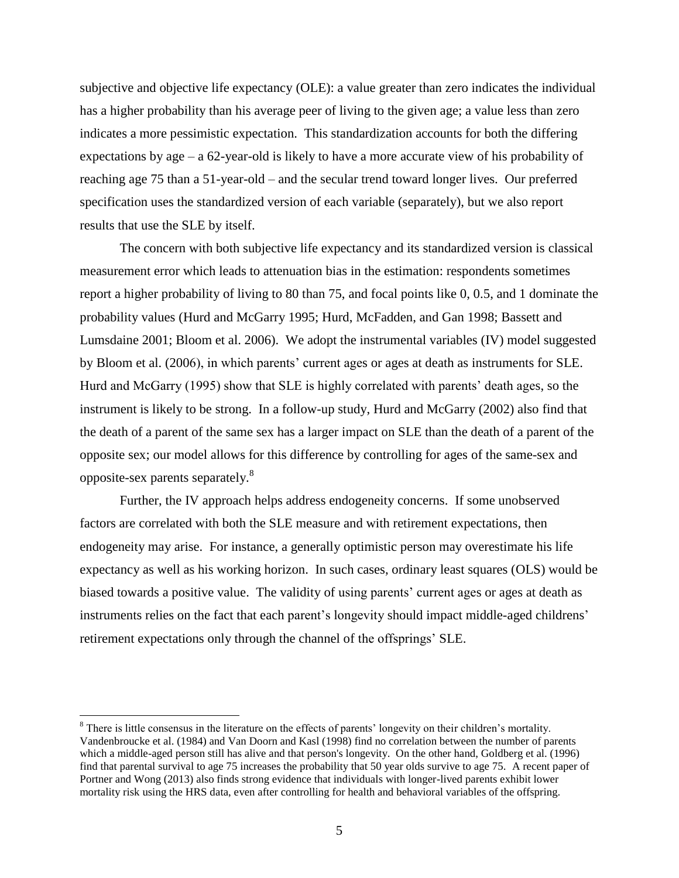subjective and objective life expectancy (OLE): a value greater than zero indicates the individual has a higher probability than his average peer of living to the given age; a value less than zero indicates a more pessimistic expectation. This standardization accounts for both the differing expectations by age – a 62-year-old is likely to have a more accurate view of his probability of reaching age 75 than a 51-year-old – and the secular trend toward longer lives. Our preferred specification uses the standardized version of each variable (separately), but we also report results that use the SLE by itself.

The concern with both subjective life expectancy and its standardized version is classical measurement error which leads to attenuation bias in the estimation: respondents sometimes report a higher probability of living to 80 than 75, and focal points like 0, 0.5, and 1 dominate the probability values (Hurd and McGarry 1995; Hurd, McFadden, and Gan 1998; Bassett and Lumsdaine 2001; Bloom et al. 2006). We adopt the instrumental variables (IV) model suggested by Bloom et al. (2006), in which parents' current ages or ages at death as instruments for SLE. Hurd and McGarry (1995) show that SLE is highly correlated with parents' death ages, so the instrument is likely to be strong. In a follow-up study, Hurd and McGarry (2002) also find that the death of a parent of the same sex has a larger impact on SLE than the death of a parent of the opposite sex; our model allows for this difference by controlling for ages of the same-sex and opposite-sex parents separately.[8]

Further, the IV approach helps address endogeneity concerns. If some unobserved factors are correlated with both the SLE measure and with retirement expectations, then endogeneity may arise. For instance, a generally optimistic person may overestimate his life expectancy as well as his working horizon. In such cases, ordinary least squares (OLS) would be biased towards a positive value. The validity of using parents' current ages or ages at death as instruments relies on the fact that each parent's longevity should impact middle-aged childrens' retirement expectations only through the channel of the offsprings' SLE.

---

[8] There is little consensus in the literature on the effects of parents' longevity on their children's mortality. Vandenbroucke et al. (1984) and Van Doorn and Kasl (1998) find no correlation between the number of parents which a middle-aged person still has alive and that person's longevity. On the other hand, Goldberg et al. (1996) find that parental survival to age 75 increases the probability that 50 year olds survive to age 75. A recent paper of Portner and Wong (2013) also finds strong evidence that individuals with longer-lived parents exhibit lower mortality risk using the HRS data, even after controlling for health and behavioral variables of the offspring.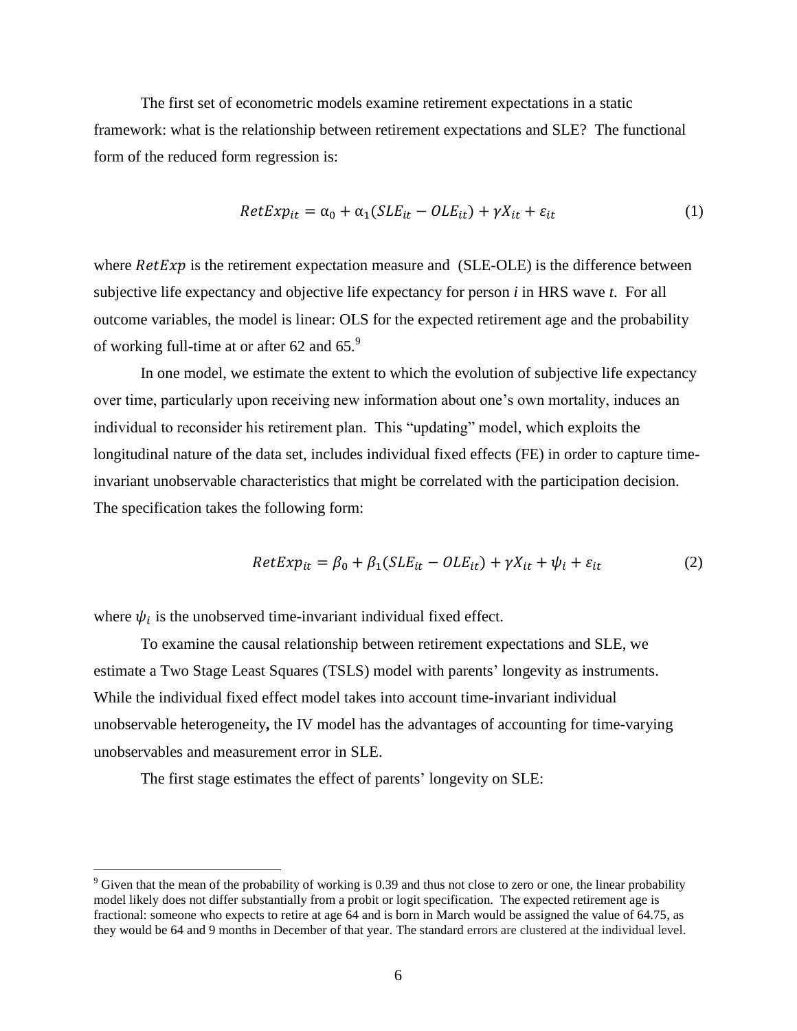The first set of econometric models examine retirement expectations in a static framework: what is the relationship between retirement expectations and SLE? The functional form of the reduced form regression is:

$$RetExp_{it} = \alpha_0 + \alpha_1(SLE_{it} - OLE_{it}) + \gamma X_{it} + \varepsilon_{it} \tag{1}$$

where $RetExp$ is the retirement expectation measure and (SLE-OLE) is the difference between subjective life expectancy and objective life expectancy for person *i* in HRS wave *t*. For all outcome variables, the model is linear: OLS for the expected retirement age and the probability of working full-time at or after 62 and 65.[9]

In one model, we estimate the extent to which the evolution of subjective life expectancy over time, particularly upon receiving new information about one's own mortality, induces an individual to reconsider his retirement plan. This "updating" model, which exploits the longitudinal nature of the data set, includes individual fixed effects (FE) in order to capture time-invariant unobservable characteristics that might be correlated with the participation decision. The specification takes the following form:

$$RetExp_{it} = \beta_0 + \beta_1(SLE_{it} - OLE_{it}) + \gamma X_{it} + \psi_i + \varepsilon_{it} \tag{2}$$

where $\psi_i$ is the unobserved time-invariant individual fixed effect.

To examine the causal relationship between retirement expectations and SLE, we estimate a Two Stage Least Squares (TSLS) model with parents' longevity as instruments. While the individual fixed effect model takes into account time-invariant individual unobservable heterogeneity**,** the IV model has the advantages of accounting for time-varying unobservables and measurement error in SLE.

The first stage estimates the effect of parents' longevity on SLE:

[9] Given that the mean of the probability of working is 0.39 and thus not close to zero or one, the linear probability model likely does not differ substantially from a probit or logit specification. The expected retirement age is fractional: someone who expects to retire at age 64 and is born in March would be assigned the value of 64.75, as they would be 64 and 9 months in December of that year. The standard errors are clustered at the individual level.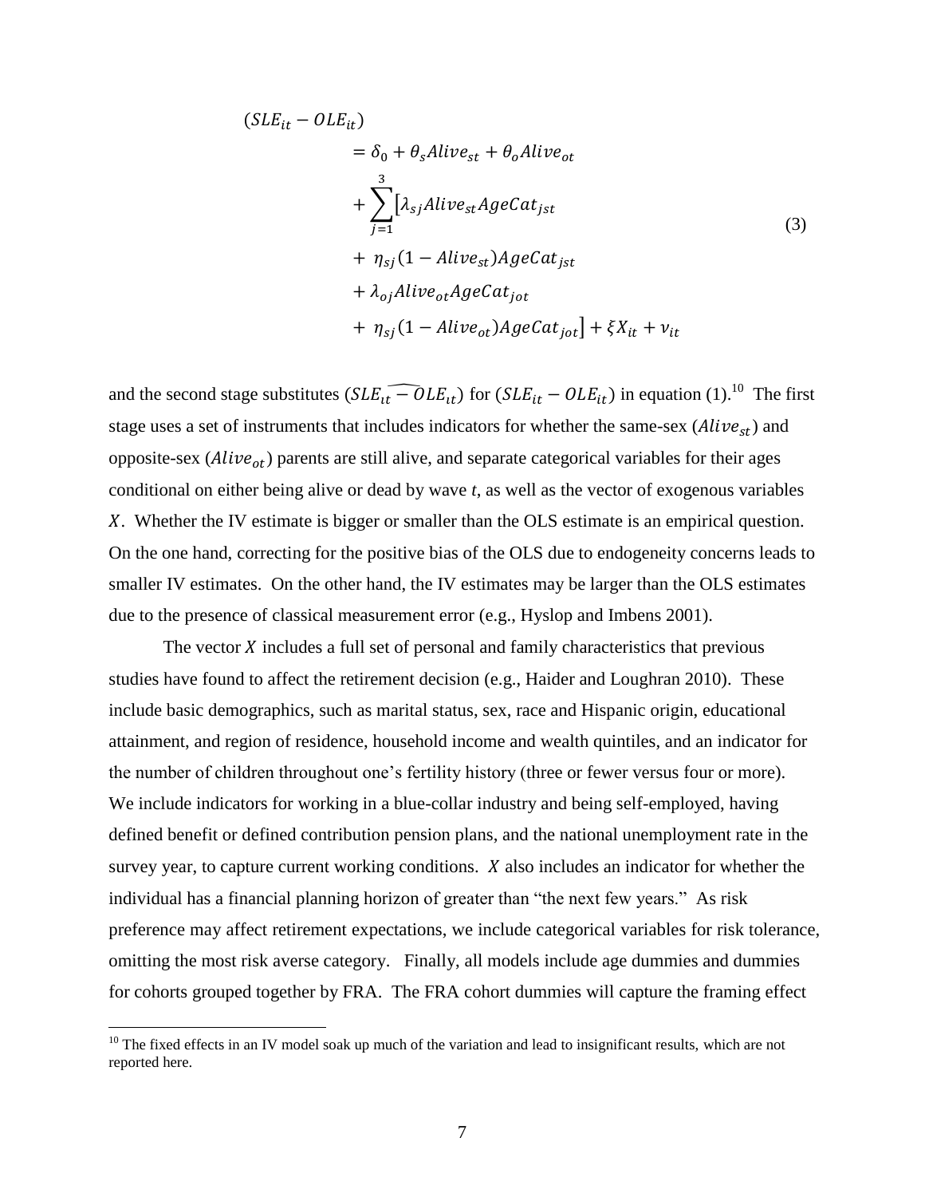$$
\begin{aligned}
(SLE_{it} - OLE_{it}) \\
&= \delta_0 + \theta_s Alive_{st} + \theta_o Alive_{ot} \\
&+ \sum_{j=1}^{3} \big[ \lambda_{sj} Alive_{st} AgeCat_{jst} \\
&+ \eta_{sj} (1 - Alive_{st}) AgeCat_{jst} \\
&+ \lambda_{oj} Alive_{ot} AgeCat_{jot} \\
&+ \eta_{sj} (1 - Alive_{ot}) AgeCat_{jot} \big] + \xi X_{it} + \nu_{it}
\end{aligned} \tag{3}
$$

and the second stage substitutes $(\widehat{SLE_{it} - OLE_{it}})$ for $(SLE_{it} - OLE_{it})$ in equation (1).[10] The first stage uses a set of instruments that includes indicators for whether the same-sex ($Alive_{st}$) and opposite-sex ($Alive_{ot}$) parents are still alive, and separate categorical variables for their ages conditional on either being alive or dead by wave *t*, as well as the vector of exogenous variables $X$. Whether the IV estimate is bigger or smaller than the OLS estimate is an empirical question. On the one hand, correcting for the positive bias of the OLS due to endogeneity concerns leads to smaller IV estimates. On the other hand, the IV estimates may be larger than the OLS estimates due to the presence of classical measurement error (e.g., Hyslop and Imbens 2001).

The vector $X$ includes a full set of personal and family characteristics that previous studies have found to affect the retirement decision (e.g., Haider and Loughran 2010). These include basic demographics, such as marital status, sex, race and Hispanic origin, educational attainment, and region of residence, household income and wealth quintiles, and an indicator for the number of children throughout one's fertility history (three or fewer versus four or more). We include indicators for working in a blue-collar industry and being self-employed, having defined benefit or defined contribution pension plans, and the national unemployment rate in the survey year, to capture current working conditions. $X$ also includes an indicator for whether the individual has a financial planning horizon of greater than "the next few years." As risk preference may affect retirement expectations, we include categorical variables for risk tolerance, omitting the most risk averse category. Finally, all models include age dummies and dummies for cohorts grouped together by FRA. The FRA cohort dummies will capture the framing effect

[10] The fixed effects in an IV model soak up much of the variation and lead to insignificant results, which are not reported here.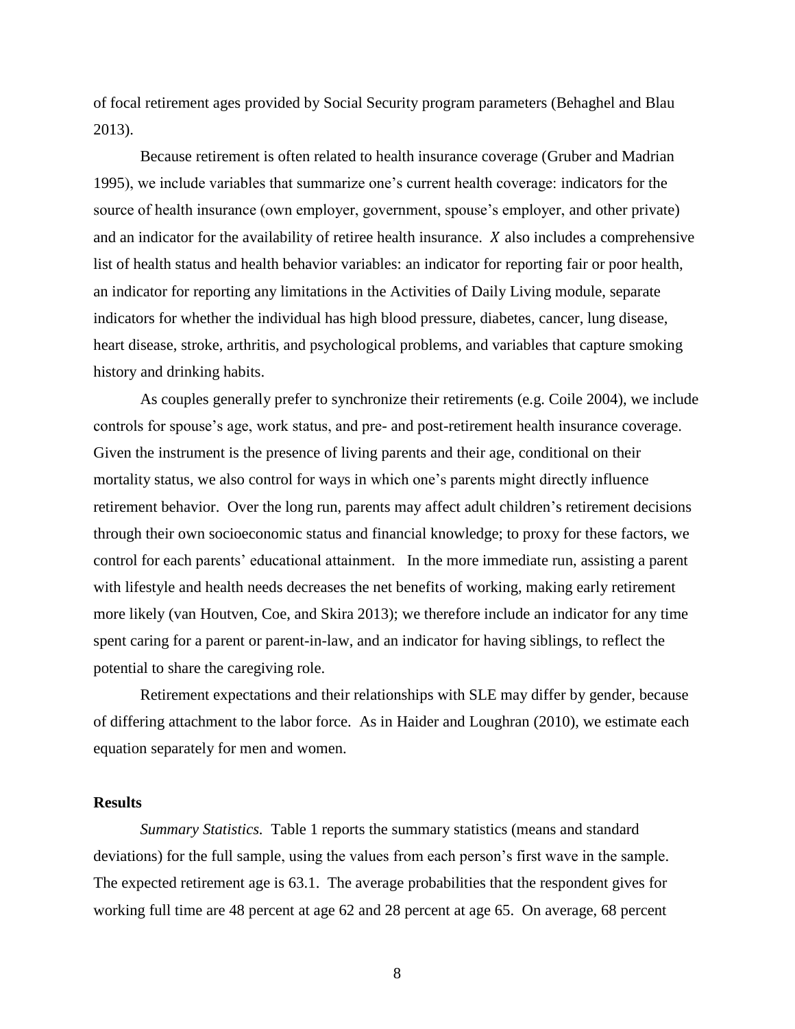of focal retirement ages provided by Social Security program parameters (Behaghel and Blau 2013).

Because retirement is often related to health insurance coverage (Gruber and Madrian 1995), we include variables that summarize one's current health coverage: indicators for the source of health insurance (own employer, government, spouse's employer, and other private) and an indicator for the availability of retiree health insurance. $X$ also includes a comprehensive list of health status and health behavior variables: an indicator for reporting fair or poor health, an indicator for reporting any limitations in the Activities of Daily Living module, separate indicators for whether the individual has high blood pressure, diabetes, cancer, lung disease, heart disease, stroke, arthritis, and psychological problems, and variables that capture smoking history and drinking habits.

As couples generally prefer to synchronize their retirements (e.g. Coile 2004), we include controls for spouse's age, work status, and pre- and post-retirement health insurance coverage. Given the instrument is the presence of living parents and their age, conditional on their mortality status, we also control for ways in which one's parents might directly influence retirement behavior. Over the long run, parents may affect adult children's retirement decisions through their own socioeconomic status and financial knowledge; to proxy for these factors, we control for each parents' educational attainment. In the more immediate run, assisting a parent with lifestyle and health needs decreases the net benefits of working, making early retirement more likely (van Houtven, Coe, and Skira 2013); we therefore include an indicator for any time spent caring for a parent or parent-in-law, and an indicator for having siblings, to reflect the potential to share the caregiving role.

Retirement expectations and their relationships with SLE may differ by gender, because of differing attachment to the labor force. As in Haider and Loughran (2010), we estimate each equation separately for men and women.

## Results

*Summary Statistics.* Table 1 reports the summary statistics (means and standard deviations) for the full sample, using the values from each person's first wave in the sample. The expected retirement age is 63.1. The average probabilities that the respondent gives for working full time are 48 percent at age 62 and 28 percent at age 65. On average, 68 percent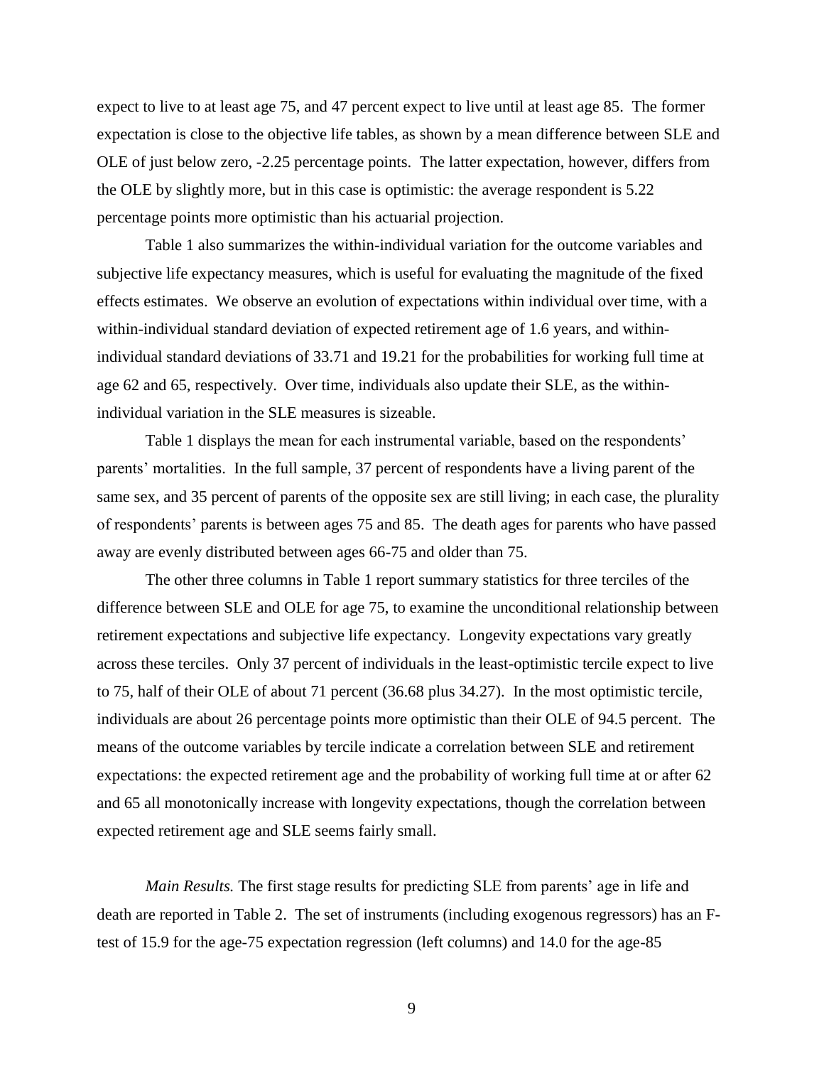expect to live to at least age 75, and 47 percent expect to live until at least age 85. The former expectation is close to the objective life tables, as shown by a mean difference between SLE and OLE of just below zero, -2.25 percentage points. The latter expectation, however, differs from the OLE by slightly more, but in this case is optimistic: the average respondent is 5.22 percentage points more optimistic than his actuarial projection.

Table 1 also summarizes the within-individual variation for the outcome variables and subjective life expectancy measures, which is useful for evaluating the magnitude of the fixed effects estimates. We observe an evolution of expectations within individual over time, with a within-individual standard deviation of expected retirement age of 1.6 years, and within-individual standard deviations of 33.71 and 19.21 for the probabilities for working full time at age 62 and 65, respectively. Over time, individuals also update their SLE, as the within-individual variation in the SLE measures is sizeable.

Table 1 displays the mean for each instrumental variable, based on the respondents' parents' mortalities. In the full sample, 37 percent of respondents have a living parent of the same sex, and 35 percent of parents of the opposite sex are still living; in each case, the plurality of respondents' parents is between ages 75 and 85. The death ages for parents who have passed away are evenly distributed between ages 66-75 and older than 75.

The other three columns in Table 1 report summary statistics for three terciles of the difference between SLE and OLE for age 75, to examine the unconditional relationship between retirement expectations and subjective life expectancy. Longevity expectations vary greatly across these terciles. Only 37 percent of individuals in the least-optimistic tercile expect to live to 75, half of their OLE of about 71 percent (36.68 plus 34.27). In the most optimistic tercile, individuals are about 26 percentage points more optimistic than their OLE of 94.5 percent. The means of the outcome variables by tercile indicate a correlation between SLE and retirement expectations: the expected retirement age and the probability of working full time at or after 62 and 65 all monotonically increase with longevity expectations, though the correlation between expected retirement age and SLE seems fairly small.

*Main Results.* The first stage results for predicting SLE from parents' age in life and death are reported in Table 2. The set of instruments (including exogenous regressors) has an F-test of 15.9 for the age-75 expectation regression (left columns) and 14.0 for the age-85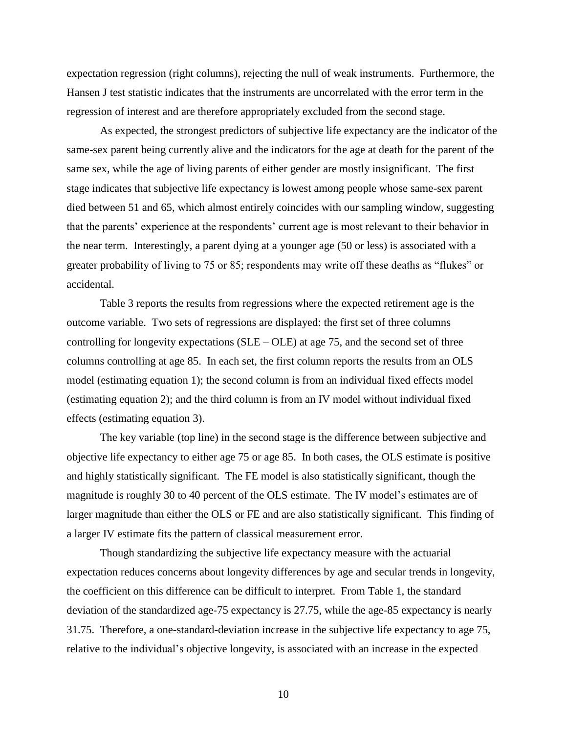expectation regression (right columns), rejecting the null of weak instruments. Furthermore, the Hansen J test statistic indicates that the instruments are uncorrelated with the error term in the regression of interest and are therefore appropriately excluded from the second stage.

As expected, the strongest predictors of subjective life expectancy are the indicator of the same-sex parent being currently alive and the indicators for the age at death for the parent of the same sex, while the age of living parents of either gender are mostly insignificant. The first stage indicates that subjective life expectancy is lowest among people whose same-sex parent died between 51 and 65, which almost entirely coincides with our sampling window, suggesting that the parents' experience at the respondents' current age is most relevant to their behavior in the near term. Interestingly, a parent dying at a younger age (50 or less) is associated with a greater probability of living to 75 or 85; respondents may write off these deaths as "flukes" or accidental.

Table 3 reports the results from regressions where the expected retirement age is the outcome variable. Two sets of regressions are displayed: the first set of three columns controlling for longevity expectations (SLE – OLE) at age 75, and the second set of three columns controlling at age 85. In each set, the first column reports the results from an OLS model (estimating equation 1); the second column is from an individual fixed effects model (estimating equation 2); and the third column is from an IV model without individual fixed effects (estimating equation 3).

The key variable (top line) in the second stage is the difference between subjective and objective life expectancy to either age 75 or age 85. In both cases, the OLS estimate is positive and highly statistically significant. The FE model is also statistically significant, though the magnitude is roughly 30 to 40 percent of the OLS estimate. The IV model's estimates are of larger magnitude than either the OLS or FE and are also statistically significant. This finding of a larger IV estimate fits the pattern of classical measurement error.

Though standardizing the subjective life expectancy measure with the actuarial expectation reduces concerns about longevity differences by age and secular trends in longevity, the coefficient on this difference can be difficult to interpret. From Table 1, the standard deviation of the standardized age-75 expectancy is 27.75, while the age-85 expectancy is nearly 31.75. Therefore, a one-standard-deviation increase in the subjective life expectancy to age 75, relative to the individual's objective longevity, is associated with an increase in the expected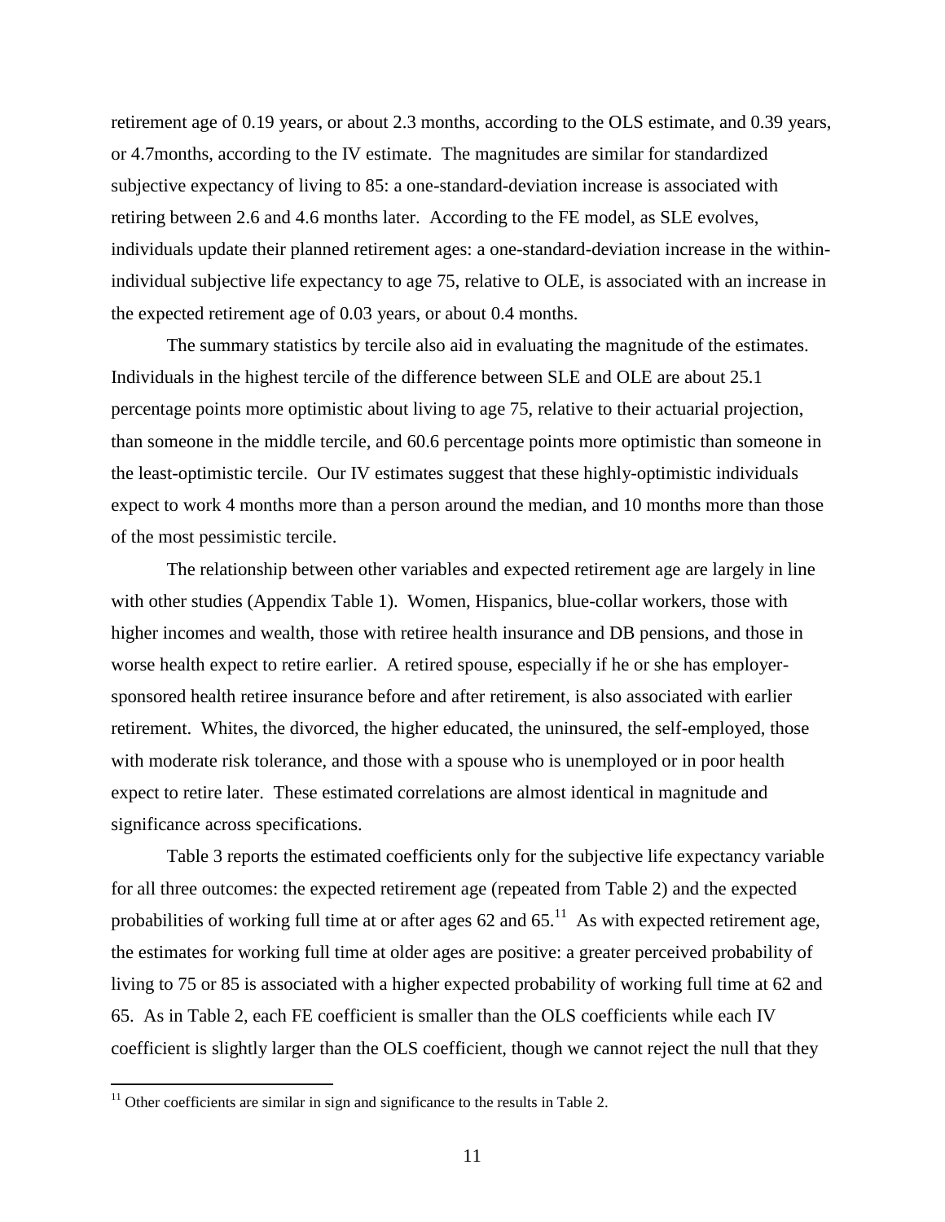retirement age of 0.19 years, or about 2.3 months, according to the OLS estimate, and 0.39 years, or 4.7months, according to the IV estimate. The magnitudes are similar for standardized subjective expectancy of living to 85: a one-standard-deviation increase is associated with retiring between 2.6 and 4.6 months later. According to the FE model, as SLE evolves, individuals update their planned retirement ages: a one-standard-deviation increase in the within-individual subjective life expectancy to age 75, relative to OLE, is associated with an increase in the expected retirement age of 0.03 years, or about 0.4 months.

The summary statistics by tercile also aid in evaluating the magnitude of the estimates. Individuals in the highest tercile of the difference between SLE and OLE are about 25.1 percentage points more optimistic about living to age 75, relative to their actuarial projection, than someone in the middle tercile, and 60.6 percentage points more optimistic than someone in the least-optimistic tercile. Our IV estimates suggest that these highly-optimistic individuals expect to work 4 months more than a person around the median, and 10 months more than those of the most pessimistic tercile.

The relationship between other variables and expected retirement age are largely in line with other studies (Appendix Table 1). Women, Hispanics, blue-collar workers, those with higher incomes and wealth, those with retiree health insurance and DB pensions, and those in worse health expect to retire earlier. A retired spouse, especially if he or she has employer-sponsored health retiree insurance before and after retirement, is also associated with earlier retirement. Whites, the divorced, the higher educated, the uninsured, the self-employed, those with moderate risk tolerance, and those with a spouse who is unemployed or in poor health expect to retire later. These estimated correlations are almost identical in magnitude and significance across specifications.

Table 3 reports the estimated coefficients only for the subjective life expectancy variable for all three outcomes: the expected retirement age (repeated from Table 2) and the expected probabilities of working full time at or after ages 62 and 65.[11] As with expected retirement age, the estimates for working full time at older ages are positive: a greater perceived probability of living to 75 or 85 is associated with a higher expected probability of working full time at 62 and 65. As in Table 2, each FE coefficient is smaller than the OLS coefficients while each IV coefficient is slightly larger than the OLS coefficient, though we cannot reject the null that they

[11] Other coefficients are similar in sign and significance to the results in Table 2.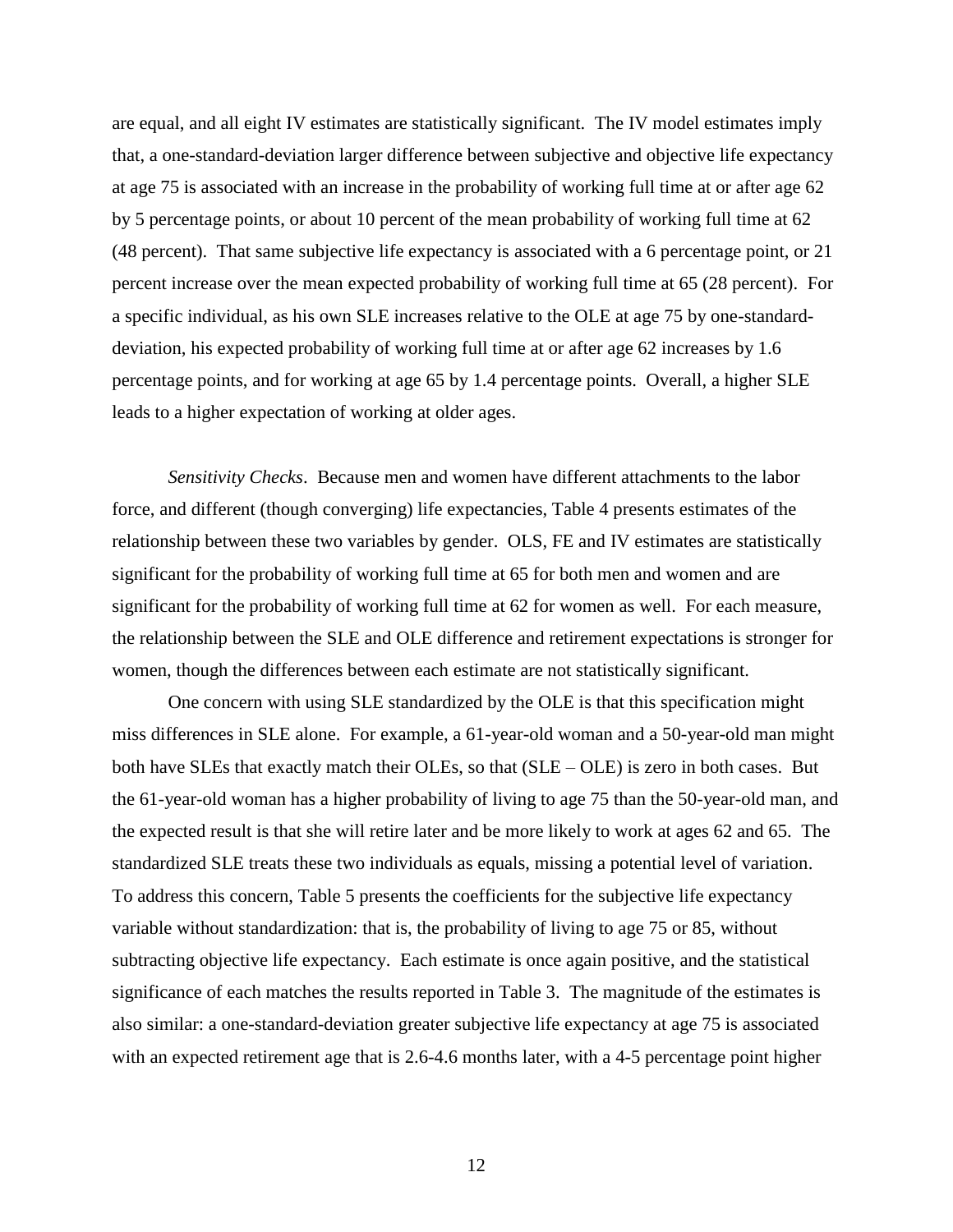are equal, and all eight IV estimates are statistically significant. The IV model estimates imply that, a one-standard-deviation larger difference between subjective and objective life expectancy at age 75 is associated with an increase in the probability of working full time at or after age 62 by 5 percentage points, or about 10 percent of the mean probability of working full time at 62 (48 percent). That same subjective life expectancy is associated with a 6 percentage point, or 21 percent increase over the mean expected probability of working full time at 65 (28 percent). For a specific individual, as his own SLE increases relative to the OLE at age 75 by one-standard-deviation, his expected probability of working full time at or after age 62 increases by 1.6 percentage points, and for working at age 65 by 1.4 percentage points. Overall, a higher SLE leads to a higher expectation of working at older ages.

*Sensitivity Checks*. Because men and women have different attachments to the labor force, and different (though converging) life expectancies, Table 4 presents estimates of the relationship between these two variables by gender. OLS, FE and IV estimates are statistically significant for the probability of working full time at 65 for both men and women and are significant for the probability of working full time at 62 for women as well. For each measure, the relationship between the SLE and OLE difference and retirement expectations is stronger for women, though the differences between each estimate are not statistically significant.

One concern with using SLE standardized by the OLE is that this specification might miss differences in SLE alone. For example, a 61-year-old woman and a 50-year-old man might both have SLEs that exactly match their OLEs, so that (SLE – OLE) is zero in both cases. But the 61-year-old woman has a higher probability of living to age 75 than the 50-year-old man, and the expected result is that she will retire later and be more likely to work at ages 62 and 65. The standardized SLE treats these two individuals as equals, missing a potential level of variation. To address this concern, Table 5 presents the coefficients for the subjective life expectancy variable without standardization: that is, the probability of living to age 75 or 85, without subtracting objective life expectancy. Each estimate is once again positive, and the statistical significance of each matches the results reported in Table 3. The magnitude of the estimates is also similar: a one-standard-deviation greater subjective life expectancy at age 75 is associated with an expected retirement age that is 2.6-4.6 months later, with a 4-5 percentage point higher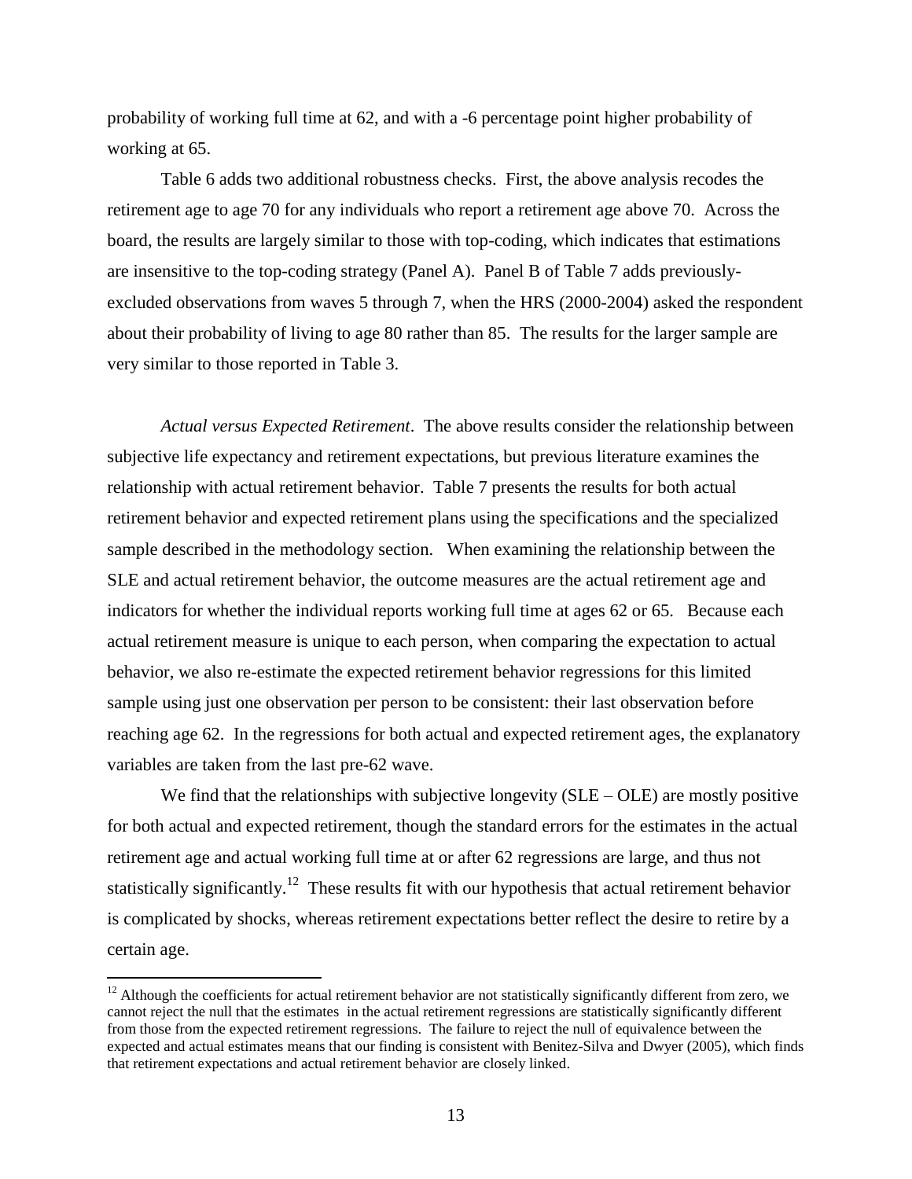probability of working full time at 62, and with a -6 percentage point higher probability of working at 65.

Table 6 adds two additional robustness checks. First, the above analysis recodes the retirement age to age 70 for any individuals who report a retirement age above 70. Across the board, the results are largely similar to those with top-coding, which indicates that estimations are insensitive to the top-coding strategy (Panel A). Panel B of Table 7 adds previously-excluded observations from waves 5 through 7, when the HRS (2000-2004) asked the respondent about their probability of living to age 80 rather than 85. The results for the larger sample are very similar to those reported in Table 3.

*Actual versus Expected Retirement*. The above results consider the relationship between subjective life expectancy and retirement expectations, but previous literature examines the relationship with actual retirement behavior. Table 7 presents the results for both actual retirement behavior and expected retirement plans using the specifications and the specialized sample described in the methodology section. When examining the relationship between the SLE and actual retirement behavior, the outcome measures are the actual retirement age and indicators for whether the individual reports working full time at ages 62 or 65. Because each actual retirement measure is unique to each person, when comparing the expectation to actual behavior, we also re-estimate the expected retirement behavior regressions for this limited sample using just one observation per person to be consistent: their last observation before reaching age 62. In the regressions for both actual and expected retirement ages, the explanatory variables are taken from the last pre-62 wave.

We find that the relationships with subjective longevity (SLE – OLE) are mostly positive for both actual and expected retirement, though the standard errors for the estimates in the actual retirement age and actual working full time at or after 62 regressions are large, and thus not statistically significantly.[12] These results fit with our hypothesis that actual retirement behavior is complicated by shocks, whereas retirement expectations better reflect the desire to retire by a certain age.

[12] Although the coefficients for actual retirement behavior are not statistically significantly different from zero, we cannot reject the null that the estimates in the actual retirement regressions are statistically significantly different from those from the expected retirement regressions. The failure to reject the null of equivalence between the expected and actual estimates means that our finding is consistent with Benitez-Silva and Dwyer (2005), which finds that retirement expectations and actual retirement behavior are closely linked.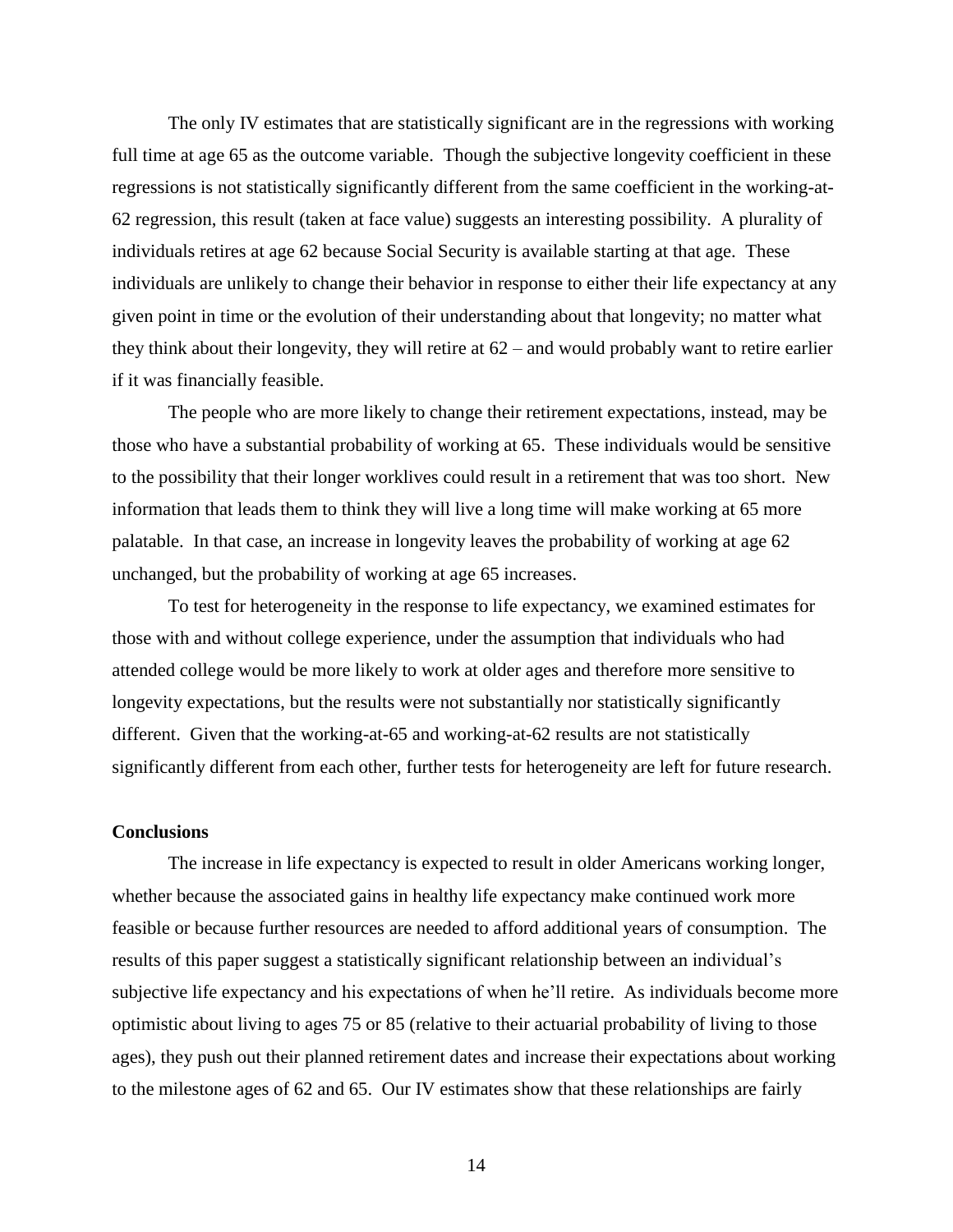The only IV estimates that are statistically significant are in the regressions with working full time at age 65 as the outcome variable. Though the subjective longevity coefficient in these regressions is not statistically significantly different from the same coefficient in the working-at-62 regression, this result (taken at face value) suggests an interesting possibility. A plurality of individuals retires at age 62 because Social Security is available starting at that age. These individuals are unlikely to change their behavior in response to either their life expectancy at any given point in time or the evolution of their understanding about that longevity; no matter what they think about their longevity, they will retire at 62 – and would probably want to retire earlier if it was financially feasible.

The people who are more likely to change their retirement expectations, instead, may be those who have a substantial probability of working at 65. These individuals would be sensitive to the possibility that their longer worklives could result in a retirement that was too short. New information that leads them to think they will live a long time will make working at 65 more palatable. In that case, an increase in longevity leaves the probability of working at age 62 unchanged, but the probability of working at age 65 increases.

To test for heterogeneity in the response to life expectancy, we examined estimates for those with and without college experience, under the assumption that individuals who had attended college would be more likely to work at older ages and therefore more sensitive to longevity expectations, but the results were not substantially nor statistically significantly different. Given that the working-at-65 and working-at-62 results are not statistically significantly different from each other, further tests for heterogeneity are left for future research.

## Conclusions

The increase in life expectancy is expected to result in older Americans working longer, whether because the associated gains in healthy life expectancy make continued work more feasible or because further resources are needed to afford additional years of consumption. The results of this paper suggest a statistically significant relationship between an individual's subjective life expectancy and his expectations of when he'll retire. As individuals become more optimistic about living to ages 75 or 85 (relative to their actuarial probability of living to those ages), they push out their planned retirement dates and increase their expectations about working to the milestone ages of 62 and 65. Our IV estimates show that these relationships are fairly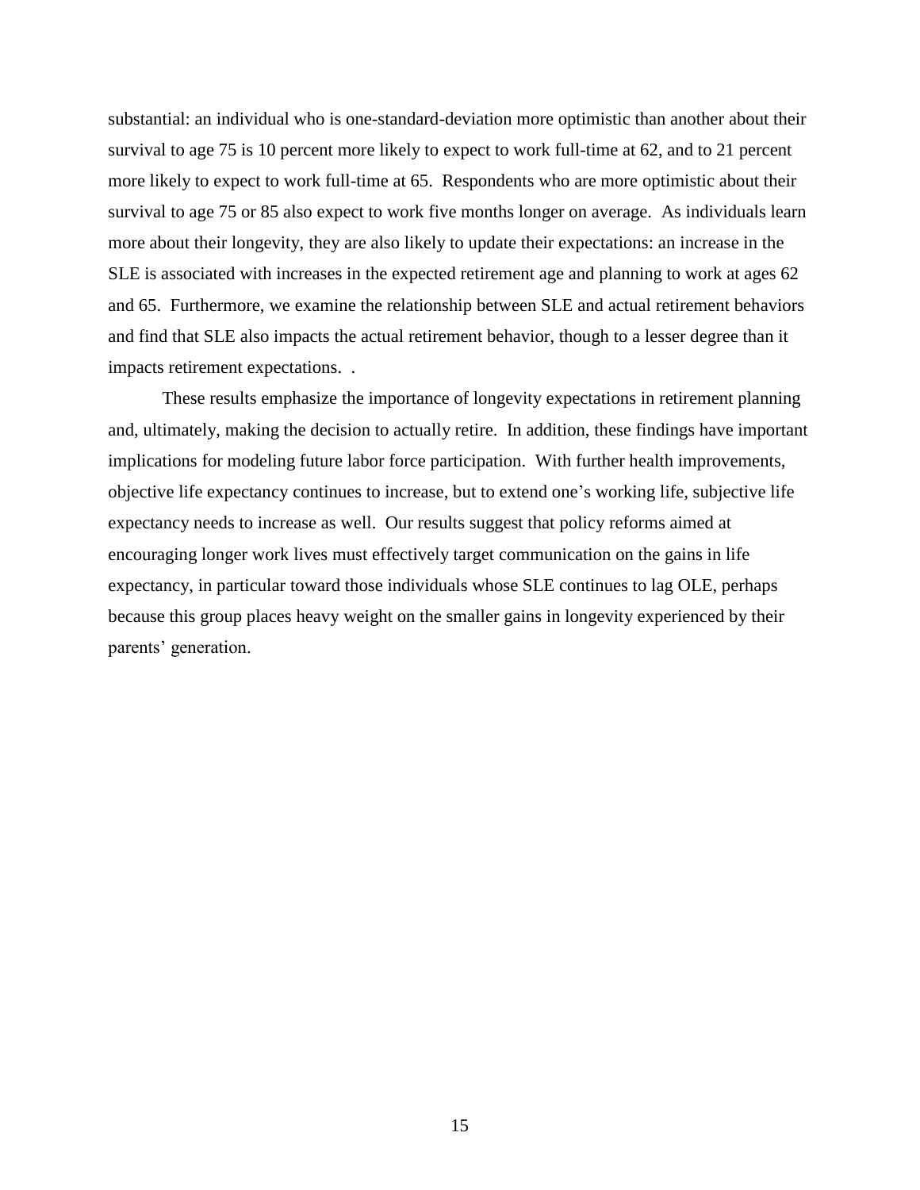substantial: an individual who is one-standard-deviation more optimistic than another about their survival to age 75 is 10 percent more likely to expect to work full-time at 62, and to 21 percent more likely to expect to work full-time at 65. Respondents who are more optimistic about their survival to age 75 or 85 also expect to work five months longer on average. As individuals learn more about their longevity, they are also likely to update their expectations: an increase in the SLE is associated with increases in the expected retirement age and planning to work at ages 62 and 65. Furthermore, we examine the relationship between SLE and actual retirement behaviors and find that SLE also impacts the actual retirement behavior, though to a lesser degree than it impacts retirement expectations. .

These results emphasize the importance of longevity expectations in retirement planning and, ultimately, making the decision to actually retire. In addition, these findings have important implications for modeling future labor force participation. With further health improvements, objective life expectancy continues to increase, but to extend one's working life, subjective life expectancy needs to increase as well. Our results suggest that policy reforms aimed at encouraging longer work lives must effectively target communication on the gains in life expectancy, in particular toward those individuals whose SLE continues to lag OLE, perhaps because this group places heavy weight on the smaller gains in longevity experienced by their parents' generation.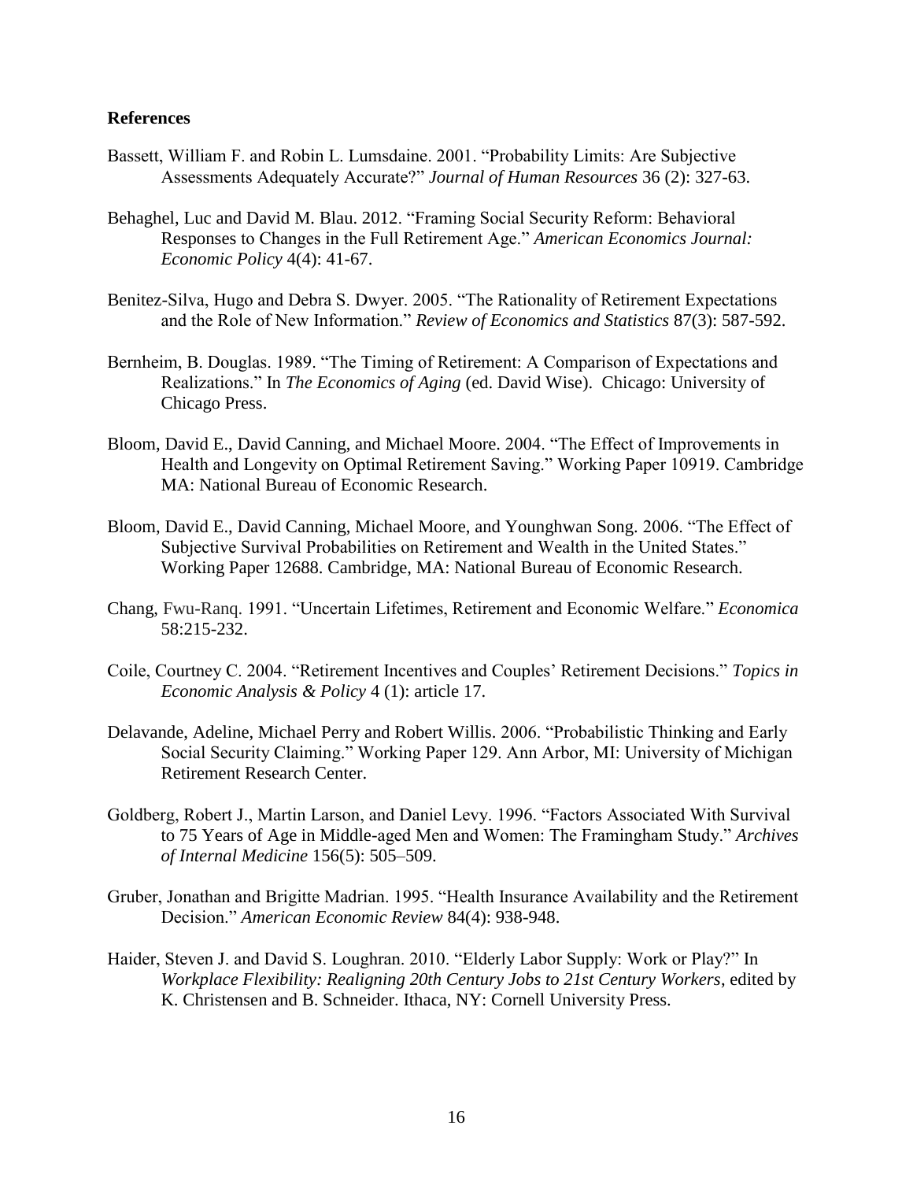**References**

Bassett, William F. and Robin L. Lumsdaine. 2001. "Probability Limits: Are Subjective Assessments Adequately Accurate?" *Journal of Human Resources* 36 (2): 327-63.

Behaghel, Luc and David M. Blau. 2012. "Framing Social Security Reform: Behavioral Responses to Changes in the Full Retirement Age." *American Economics Journal: Economic Policy* 4(4): 41-67.

Benitez-Silva, Hugo and Debra S. Dwyer. 2005. "The Rationality of Retirement Expectations and the Role of New Information." *Review of Economics and Statistics* 87(3): 587-592.

Bernheim, B. Douglas. 1989. "The Timing of Retirement: A Comparison of Expectations and Realizations." In *The Economics of Aging* (ed. David Wise). Chicago: University of Chicago Press.

Bloom, David E., David Canning, and Michael Moore. 2004. "The Effect of Improvements in Health and Longevity on Optimal Retirement Saving." Working Paper 10919. Cambridge MA: National Bureau of Economic Research.

Bloom, David E., David Canning, Michael Moore, and Younghwan Song. 2006. "The Effect of Subjective Survival Probabilities on Retirement and Wealth in the United States." Working Paper 12688. Cambridge, MA: National Bureau of Economic Research.

Chang, Fwu-Ranq. 1991. "Uncertain Lifetimes, Retirement and Economic Welfare." *Economica* 58:215-232.

Coile, Courtney C. 2004. "Retirement Incentives and Couples' Retirement Decisions." *Topics in Economic Analysis & Policy* 4 (1): article 17.

Delavande, Adeline, Michael Perry and Robert Willis. 2006. "Probabilistic Thinking and Early Social Security Claiming." Working Paper 129. Ann Arbor, MI: University of Michigan Retirement Research Center.

Goldberg, Robert J., Martin Larson, and Daniel Levy. 1996. "Factors Associated With Survival to 75 Years of Age in Middle-aged Men and Women: The Framingham Study." *Archives of Internal Medicine* 156(5): 505–509.

Gruber, Jonathan and Brigitte Madrian. 1995. "Health Insurance Availability and the Retirement Decision." *American Economic Review* 84(4): 938-948.

Haider, Steven J. and David S. Loughran. 2010. "Elderly Labor Supply: Work or Play?" In *Workplace Flexibility: Realigning 20th Century Jobs to 21st Century Workers*, edited by K. Christensen and B. Schneider. Ithaca, NY: Cornell University Press.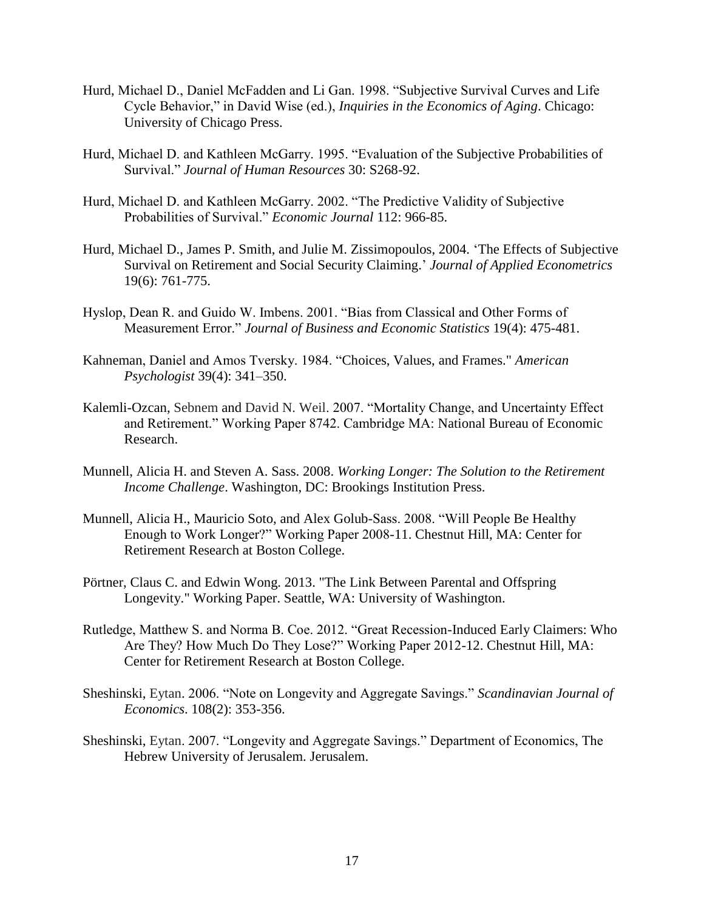Hurd, Michael D., Daniel McFadden and Li Gan. 1998. “Subjective Survival Curves and Life Cycle Behavior,” in David Wise (ed.), *Inquiries in the Economics of Aging*. Chicago: University of Chicago Press.

Hurd, Michael D. and Kathleen McGarry. 1995. “Evaluation of the Subjective Probabilities of Survival.” *Journal of Human Resources* 30: S268-92.

Hurd, Michael D. and Kathleen McGarry. 2002. “The Predictive Validity of Subjective Probabilities of Survival.” *Economic Journal* 112: 966-85.

Hurd, Michael D., James P. Smith, and Julie M. Zissimopoulos, 2004. ‘The Effects of Subjective Survival on Retirement and Social Security Claiming.’ *Journal of Applied Econometrics* 19(6): 761-775.

Hyslop, Dean R. and Guido W. Imbens. 2001. “Bias from Classical and Other Forms of Measurement Error.” *Journal of Business and Economic Statistics* 19(4): 475-481.

Kahneman, Daniel and Amos Tversky. 1984. “Choices, Values, and Frames." *American Psychologist* 39(4): 341–350.

Kalemli-Ozcan, Sebnem and David N. Weil. 2007. “Mortality Change, and Uncertainty Effect and Retirement.” Working Paper 8742. Cambridge MA: National Bureau of Economic Research.

Munnell, Alicia H. and Steven A. Sass. 2008. *Working Longer: The Solution to the Retirement Income Challenge*. Washington, DC: Brookings Institution Press.

Munnell, Alicia H., Mauricio Soto, and Alex Golub-Sass. 2008. “Will People Be Healthy Enough to Work Longer?” Working Paper 2008-11. Chestnut Hill, MA: Center for Retirement Research at Boston College.

Pörtner, Claus C. and Edwin Wong. 2013. "The Link Between Parental and Offspring Longevity." Working Paper. Seattle, WA: University of Washington.

Rutledge, Matthew S. and Norma B. Coe. 2012. “Great Recession-Induced Early Claimers: Who Are They? How Much Do They Lose?” Working Paper 2012-12. Chestnut Hill, MA: Center for Retirement Research at Boston College.

Sheshinski, Eytan. 2006. “Note on Longevity and Aggregate Savings.” *Scandinavian Journal of Economics*. 108(2): 353-356.

Sheshinski, Eytan. 2007. “Longevity and Aggregate Savings.” Department of Economics, The Hebrew University of Jerusalem. Jerusalem.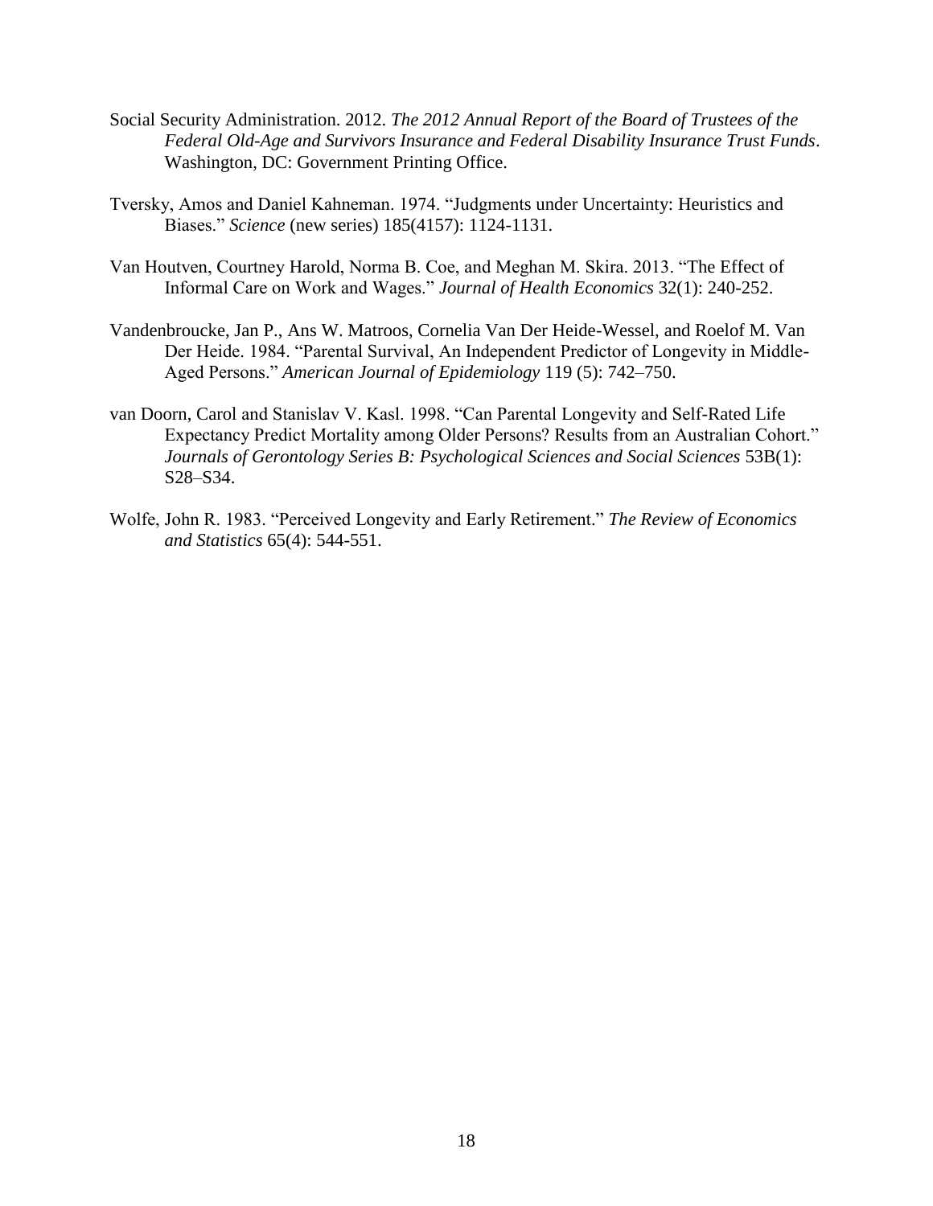Social Security Administration. 2012. *The 2012 Annual Report of the Board of Trustees of the Federal Old-Age and Survivors Insurance and Federal Disability Insurance Trust Funds*. Washington, DC: Government Printing Office.

Tversky, Amos and Daniel Kahneman. 1974. "Judgments under Uncertainty: Heuristics and Biases." *Science* (new series) 185(4157): 1124-1131.

Van Houtven, Courtney Harold, Norma B. Coe, and Meghan M. Skira. 2013. "The Effect of Informal Care on Work and Wages." *Journal of Health Economics* 32(1): 240-252.

Vandenbroucke, Jan P., Ans W. Matroos, Cornelia Van Der Heide-Wessel, and Roelof M. Van Der Heide. 1984. "Parental Survival, An Independent Predictor of Longevity in Middle-Aged Persons." *American Journal of Epidemiology* 119 (5): 742–750.

van Doorn, Carol and Stanislav V. Kasl. 1998. "Can Parental Longevity and Self-Rated Life Expectancy Predict Mortality among Older Persons? Results from an Australian Cohort." *Journals of Gerontology Series B: Psychological Sciences and Social Sciences* 53B(1): S28–S34.

Wolfe, John R. 1983. "Perceived Longevity and Early Retirement." *The Review of Economics and Statistics* 65(4): 544-551.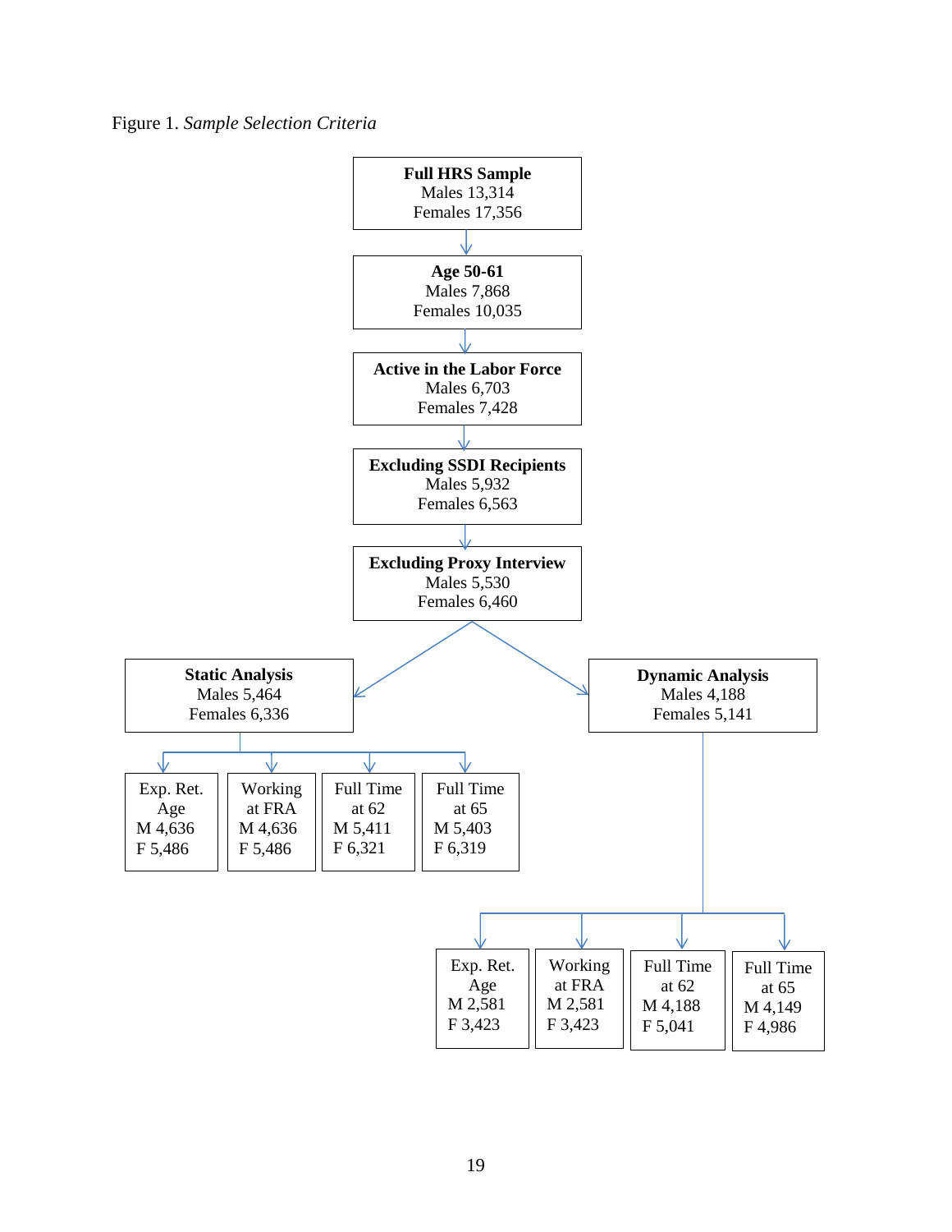Figure 1. *Sample Selection Criteria*

**Full HRS Sample**
Males 13,314
Females 17,356

↓

**Age 50-61**
Males 7,868
Females 10,035

↓

**Active in the Labor Force**
Males 6,703
Females 7,428

↓

**Excluding SSDI Recipients**
Males 5,932
Females 6,563

↓

**Excluding Proxy Interview**
Males 5,530
Females 6,460

↓

**Static Analysis**
Males 5,464
Females 6,336

| Exp. Ret. Age | Working at FRA | Full Time at 62 | Full Time at 65 |
|---|---|---|---|
| M 4,636 | M 4,636 | M 5,411 | M 5,403 |
| F 5,486 | F 5,486 | F 6,321 | F 6,319 |

**Dynamic Analysis**
Males 4,188
Females 5,141

| Exp. Ret. Age | Working at FRA | Full Time at 62 | Full Time at 65 |
|---|---|---|---|
| M 2,581 | M 2,581 | M 4,188 | M 4,149 |
| F 3,423 | F 3,423 | F 5,041 | F 4,986 |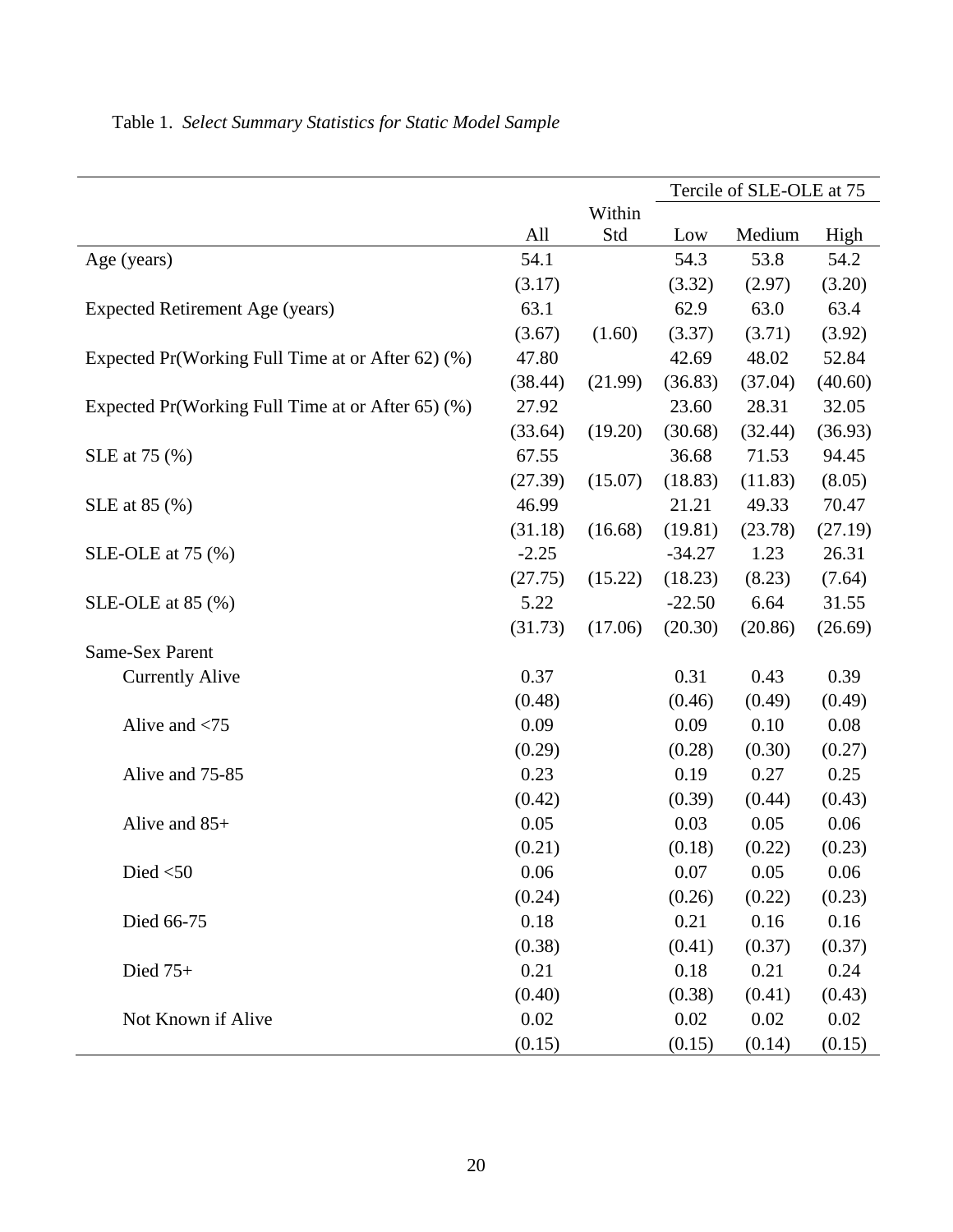Table 1. *Select Summary Statistics for Static Model Sample*

| | | | Tercile of SLE-OLE at 75 | | |
|---|---|---|---|---|---|
| | All | Within Std | Low | Medium | High |
| Age (years) | 54.1 | | 54.3 | 53.8 | 54.2 |
| | (3.17) | | (3.32) | (2.97) | (3.20) |
| Expected Retirement Age (years) | 63.1 | | 62.9 | 63.0 | 63.4 |
| | (3.67) | (1.60) | (3.37) | (3.71) | (3.92) |
| Expected Pr(Working Full Time at or After 62) (%) | 47.80 | | 42.69 | 48.02 | 52.84 |
| | (38.44) | (21.99) | (36.83) | (37.04) | (40.60) |
| Expected Pr(Working Full Time at or After 65) (%) | 27.92 | | 23.60 | 28.31 | 32.05 |
| | (33.64) | (19.20) | (30.68) | (32.44) | (36.93) |
| SLE at 75 (%) | 67.55 | | 36.68 | 71.53 | 94.45 |
| | (27.39) | (15.07) | (18.83) | (11.83) | (8.05) |
| SLE at 85 (%) | 46.99 | | 21.21 | 49.33 | 70.47 |
| | (31.18) | (16.68) | (19.81) | (23.78) | (27.19) |
| SLE-OLE at 75 (%) | -2.25 | | -34.27 | 1.23 | 26.31 |
| | (27.75) | (15.22) | (18.23) | (8.23) | (7.64) |
| SLE-OLE at 85 (%) | 5.22 | | -22.50 | 6.64 | 31.55 |
| | (31.73) | (17.06) | (20.30) | (20.86) | (26.69) |
| Same-Sex Parent | | | | | |
| Currently Alive | 0.37 | | 0.31 | 0.43 | 0.39 |
| | (0.48) | | (0.46) | (0.49) | (0.49) |
| Alive and <75 | 0.09 | | 0.09 | 0.10 | 0.08 |
| | (0.29) | | (0.28) | (0.30) | (0.27) |
| Alive and 75-85 | 0.23 | | 0.19 | 0.27 | 0.25 |
| | (0.42) | | (0.39) | (0.44) | (0.43) |
| Alive and 85+ | 0.05 | | 0.03 | 0.05 | 0.06 |
| | (0.21) | | (0.18) | (0.22) | (0.23) |
| Died <50 | 0.06 | | 0.07 | 0.05 | 0.06 |
| | (0.24) | | (0.26) | (0.22) | (0.23) |
| Died 66-75 | 0.18 | | 0.21 | 0.16 | 0.16 |
| | (0.38) | | (0.41) | (0.37) | (0.37) |
| Died 75+ | 0.21 | | 0.18 | 0.21 | 0.24 |
| | (0.40) | | (0.38) | (0.41) | (0.43) |
| Not Known if Alive | 0.02 | | 0.02 | 0.02 | 0.02 |
| | (0.15) | | (0.15) | (0.14) | (0.15) |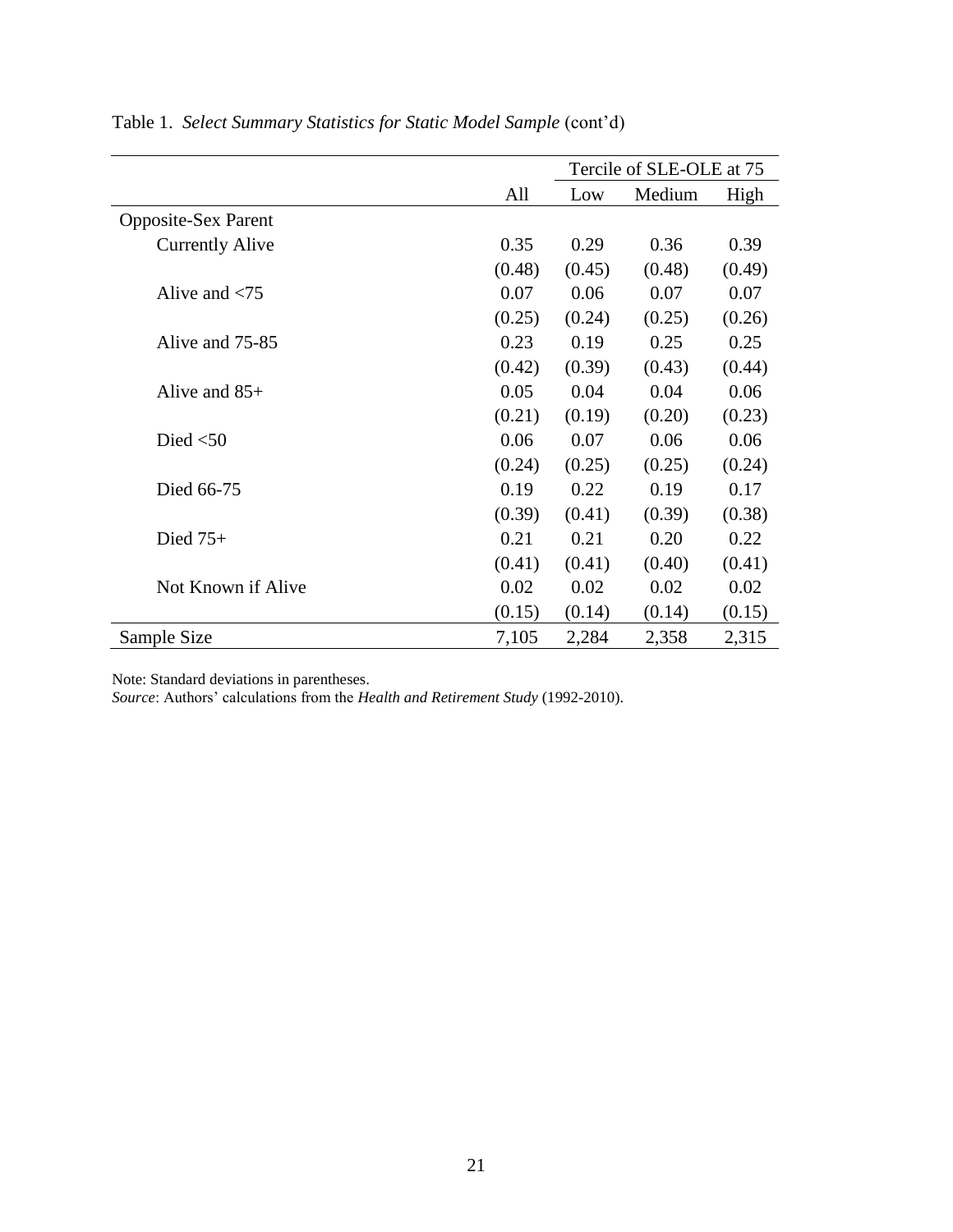Table 1. *Select Summary Statistics for Static Model Sample* (cont'd)

| | | Tercile of SLE-OLE at 75 | | |
|---|---|---|---|---|
| | All | Low | Medium | High |
| Opposite-Sex Parent | | | | |
| Currently Alive | 0.35 | 0.29 | 0.36 | 0.39 |
| | (0.48) | (0.45) | (0.48) | (0.49) |
| Alive and <75 | 0.07 | 0.06 | 0.07 | 0.07 |
| | (0.25) | (0.24) | (0.25) | (0.26) |
| Alive and 75-85 | 0.23 | 0.19 | 0.25 | 0.25 |
| | (0.42) | (0.39) | (0.43) | (0.44) |
| Alive and 85+ | 0.05 | 0.04 | 0.04 | 0.06 |
| | (0.21) | (0.19) | (0.20) | (0.23) |
| Died <50 | 0.06 | 0.07 | 0.06 | 0.06 |
| | (0.24) | (0.25) | (0.25) | (0.24) |
| Died 66-75 | 0.19 | 0.22 | 0.19 | 0.17 |
| | (0.39) | (0.41) | (0.39) | (0.38) |
| Died 75+ | 0.21 | 0.21 | 0.20 | 0.22 |
| | (0.41) | (0.41) | (0.40) | (0.41) |
| Not Known if Alive | 0.02 | 0.02 | 0.02 | 0.02 |
| | (0.15) | (0.14) | (0.14) | (0.15) |
| Sample Size | 7,105 | 2,284 | 2,358 | 2,315 |

Note: Standard deviations in parentheses.
*Source*: Authors' calculations from the *Health and Retirement Study* (1992-2010).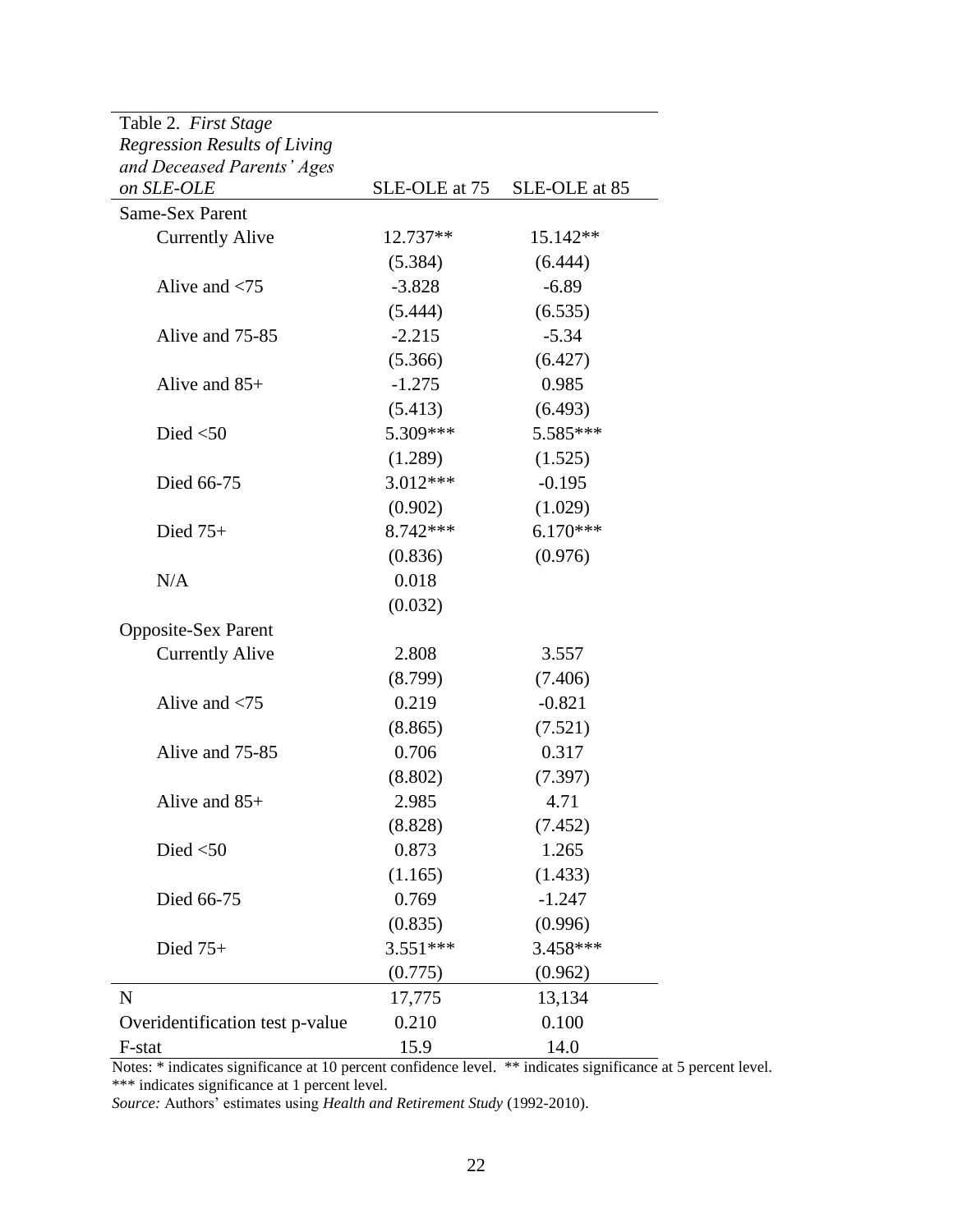| Table 2. *First Stage Regression Results of Living and Deceased Parents' Ages on SLE-OLE* | SLE-OLE at 75 | SLE-OLE at 85 |
|---|---|---|
| Same-Sex Parent | | |
| Currently Alive | 12.737** | 15.142** |
| | (5.384) | (6.444) |
| Alive and <75 | -3.828 | -6.89 |
| | (5.444) | (6.535) |
| Alive and 75-85 | -2.215 | -5.34 |
| | (5.366) | (6.427) |
| Alive and 85+ | -1.275 | 0.985 |
| | (5.413) | (6.493) |
| Died <50 | 5.309*** | 5.585*** |
| | (1.289) | (1.525) |
| Died 66-75 | 3.012*** | -0.195 |
| | (0.902) | (1.029) |
| Died 75+ | 8.742*** | 6.170*** |
| | (0.836) | (0.976) |
| N/A | 0.018 | |
| | (0.032) | |
| Opposite-Sex Parent | | |
| Currently Alive | 2.808 | 3.557 |
| | (8.799) | (7.406) |
| Alive and <75 | 0.219 | -0.821 |
| | (8.865) | (7.521) |
| Alive and 75-85 | 0.706 | 0.317 |
| | (8.802) | (7.397) |
| Alive and 85+ | 2.985 | 4.71 |
| | (8.828) | (7.452) |
| Died <50 | 0.873 | 1.265 |
| | (1.165) | (1.433) |
| Died 66-75 | 0.769 | -1.247 |
| | (0.835) | (0.996) |
| Died 75+ | 3.551*** | 3.458*** |
| | (0.775) | (0.962) |
| N | 17,775 | 13,134 |
| Overidentification test p-value | 0.210 | 0.100 |
| F-stat | 15.9 | 14.0 |

Notes: * indicates significance at 10 percent confidence level. ** indicates significance at 5 percent level. *** indicates significance at 1 percent level.

*Source:* Authors' estimates using *Health and Retirement Study* (1992-2010).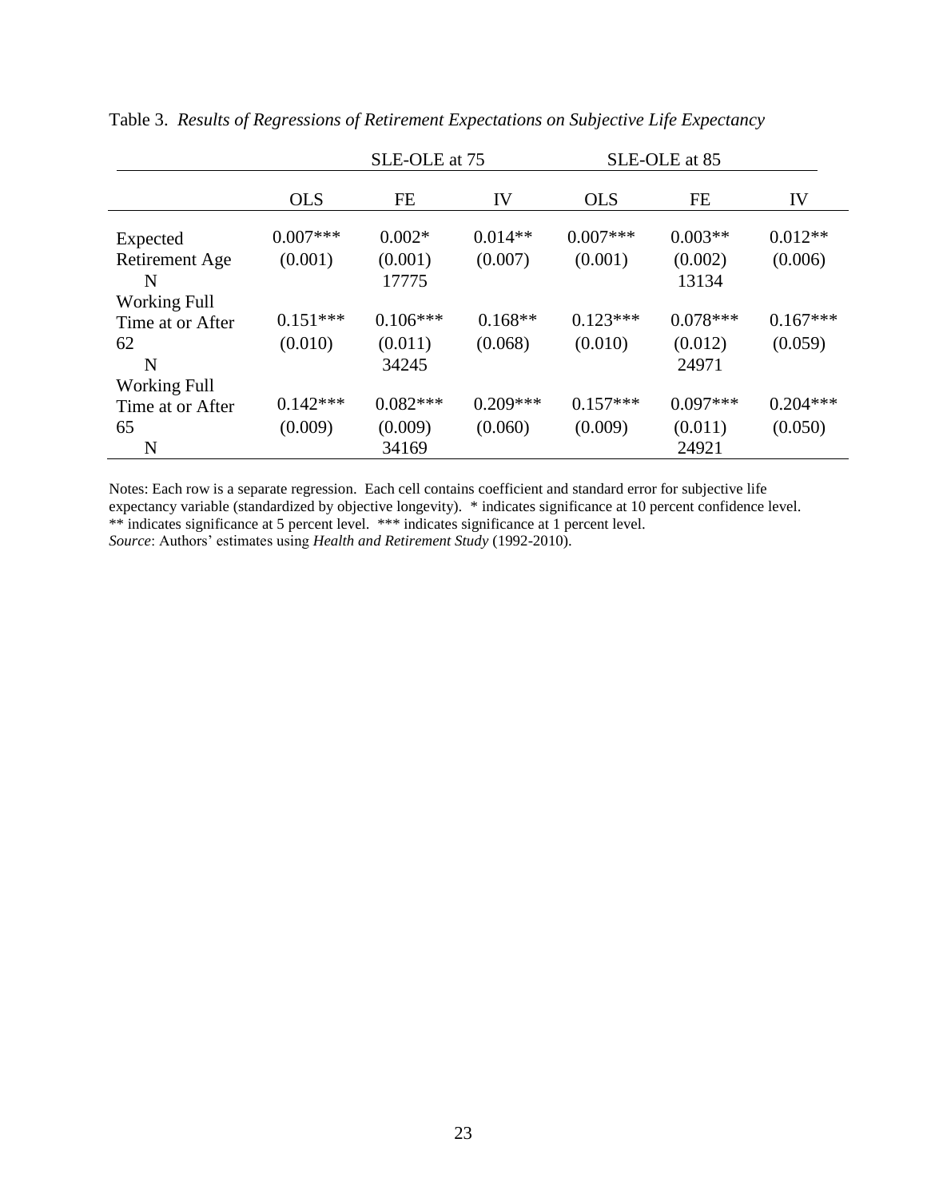Table 3. *Results of Regressions of Retirement Expectations on Subjective Life Expectancy*

| | SLE-OLE at 75 | | | SLE-OLE at 85 | | |
|---|---|---|---|---|---|---|
| | OLS | FE | IV | OLS | FE | IV |
| Expected Retirement Age | 0.007*** | 0.002* | 0.014** | 0.007*** | 0.003** | 0.012** |
| | (0.001) | (0.001) | (0.007) | (0.001) | (0.002) | (0.006) |
| N | | 17775 | | | 13134 | |
| Working Full Time at or After 62 | 0.151*** | 0.106*** | 0.168** | 0.123*** | 0.078*** | 0.167*** |
| | (0.010) | (0.011) | (0.068) | (0.010) | (0.012) | (0.059) |
| N | | 34245 | | | 24971 | |
| Working Full Time at or After 65 | 0.142*** | 0.082*** | 0.209*** | 0.157*** | 0.097*** | 0.204*** |
| | (0.009) | (0.009) | (0.060) | (0.009) | (0.011) | (0.050) |
| N | | 34169 | | | 24921 | |

Notes: Each row is a separate regression. Each cell contains coefficient and standard error for subjective life expectancy variable (standardized by objective longevity). * indicates significance at 10 percent confidence level. ** indicates significance at 5 percent level. *** indicates significance at 1 percent level.
*Source*: Authors' estimates using *Health and Retirement Study* (1992-2010).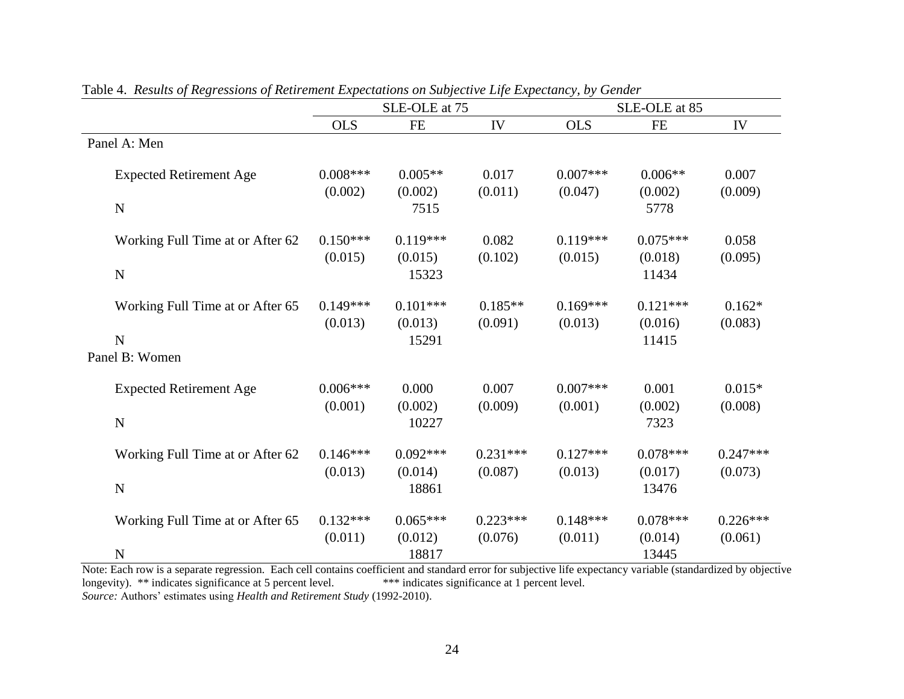Table 4. *Results of Regressions of Retirement Expectations on Subjective Life Expectancy, by Gender*

| | SLE-OLE at 75 | | | SLE-OLE at 85 | | |
|---|---|---|---|---|---|---|
| | OLS | FE | IV | OLS | FE | IV |
| Panel A: Men | | | | | | |
| Expected Retirement Age | 0.008*** | 0.005** | 0.017 | 0.007*** | 0.006** | 0.007 |
| | (0.002) | (0.002) | (0.011) | (0.047) | (0.002) | (0.009) |
| N | | 7515 | | | 5778 | |
| Working Full Time at or After 62 | 0.150*** | 0.119*** | 0.082 | 0.119*** | 0.075*** | 0.058 |
| | (0.015) | (0.015) | (0.102) | (0.015) | (0.018) | (0.095) |
| N | | 15323 | | | 11434 | |
| Working Full Time at or After 65 | 0.149*** | 0.101*** | 0.185** | 0.169*** | 0.121*** | 0.162* |
| | (0.013) | (0.013) | (0.091) | (0.013) | (0.016) | (0.083) |
| N | | 15291 | | | 11415 | |
| Panel B: Women | | | | | | |
| Expected Retirement Age | 0.006*** | 0.000 | 0.007 | 0.007*** | 0.001 | 0.015* |
| | (0.001) | (0.002) | (0.009) | (0.001) | (0.002) | (0.008) |
| N | | 10227 | | | 7323 | |
| Working Full Time at or After 62 | 0.146*** | 0.092*** | 0.231*** | 0.127*** | 0.078*** | 0.247*** |
| | (0.013) | (0.014) | (0.087) | (0.013) | (0.017) | (0.073) |
| N | | 18861 | | | 13476 | |
| Working Full Time at or After 65 | 0.132*** | 0.065*** | 0.223*** | 0.148*** | 0.078*** | 0.226*** |
| | (0.011) | (0.012) | (0.076) | (0.011) | (0.014) | (0.061) |
| N | | 18817 | | | 13445 | |

Note: Each row is a separate regression. Each cell contains coefficient and standard error for subjective life expectancy variable (standardized by objective longevity). ** indicates significance at 5 percent level. *** indicates significance at 1 percent level.
*Source:* Authors' estimates using *Health and Retirement Study* (1992-2010).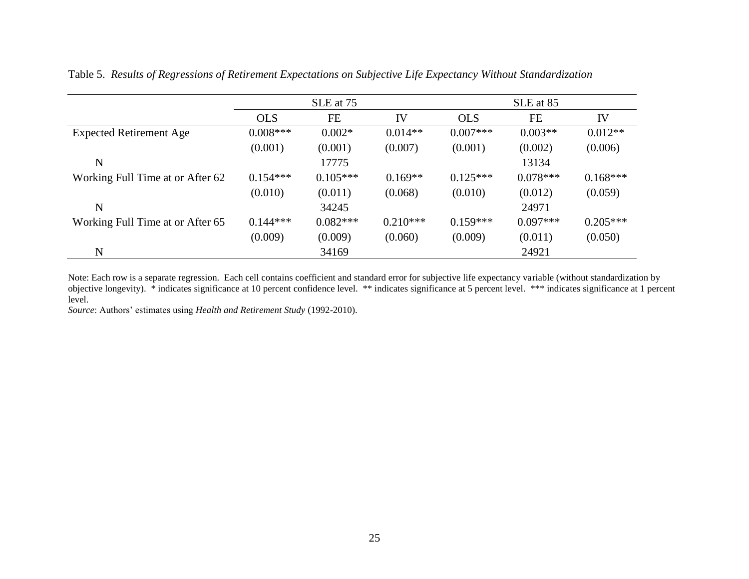Table 5. *Results of Regressions of Retirement Expectations on Subjective Life Expectancy Without Standardization*

| | SLE at 75 | | | SLE at 85 | | |
|---|---|---|---|---|---|---|
| | OLS | FE | IV | OLS | FE | IV |
| Expected Retirement Age | 0.008*** | 0.002* | 0.014** | 0.007*** | 0.003** | 0.012** |
| | (0.001) | (0.001) | (0.007) | (0.001) | (0.002) | (0.006) |
| N | | 17775 | | | 13134 | |
| Working Full Time at or After 62 | 0.154*** | 0.105*** | 0.169** | 0.125*** | 0.078*** | 0.168*** |
| | (0.010) | (0.011) | (0.068) | (0.010) | (0.012) | (0.059) |
| N | | 34245 | | | 24971 | |
| Working Full Time at or After 65 | 0.144*** | 0.082*** | 0.210*** | 0.159*** | 0.097*** | 0.205*** |
| | (0.009) | (0.009) | (0.060) | (0.009) | (0.011) | (0.050) |
| N | | 34169 | | | 24921 | |

Note: Each row is a separate regression. Each cell contains coefficient and standard error for subjective life expectancy variable (without standardization by objective longevity). * indicates significance at 10 percent confidence level. ** indicates significance at 5 percent level. *** indicates significance at 1 percent level.

*Source*: Authors' estimates using *Health and Retirement Study* (1992-2010).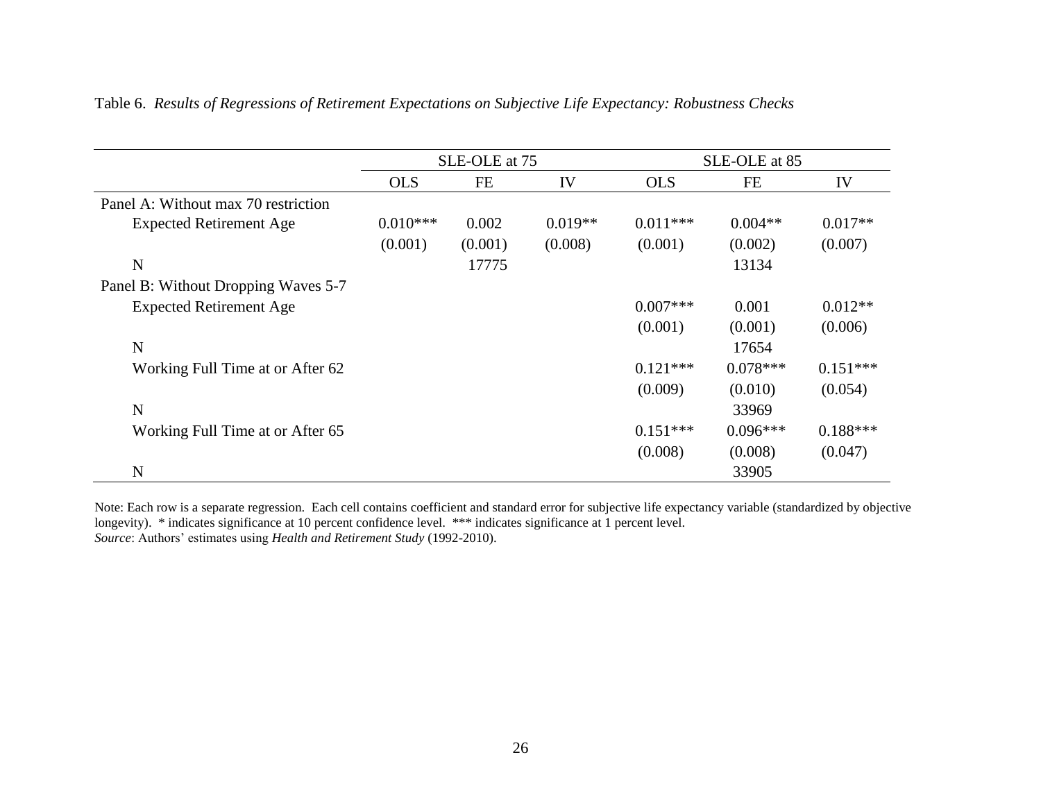Table 6. *Results of Regressions of Retirement Expectations on Subjective Life Expectancy: Robustness Checks*

| | SLE-OLE at 75 | | | SLE-OLE at 85 | | |
|---|---|---|---|---|---|---|
| | OLS | FE | IV | OLS | FE | IV |
| Panel A: Without max 70 restriction | | | | | | |
| Expected Retirement Age | 0.010*** | 0.002 | 0.019** | 0.011*** | 0.004** | 0.017** |
| | (0.001) | (0.001) | (0.008) | (0.001) | (0.002) | (0.007) |
| N | | 17775 | | | 13134 | |
| Panel B: Without Dropping Waves 5-7 | | | | | | |
| Expected Retirement Age | | | | 0.007*** | 0.001 | 0.012** |
| | | | | (0.001) | (0.001) | (0.006) |
| N | | | | | 17654 | |
| Working Full Time at or After 62 | | | | 0.121*** | 0.078*** | 0.151*** |
| | | | | (0.009) | (0.010) | (0.054) |
| N | | | | | 33969 | |
| Working Full Time at or After 65 | | | | 0.151*** | 0.096*** | 0.188*** |
| | | | | (0.008) | (0.008) | (0.047) |
| N | | | | | 33905 | |

Note: Each row is a separate regression. Each cell contains coefficient and standard error for subjective life expectancy variable (standardized by objective longevity). * indicates significance at 10 percent confidence level. *** indicates significance at 1 percent level.
*Source*: Authors' estimates using *Health and Retirement Study* (1992-2010).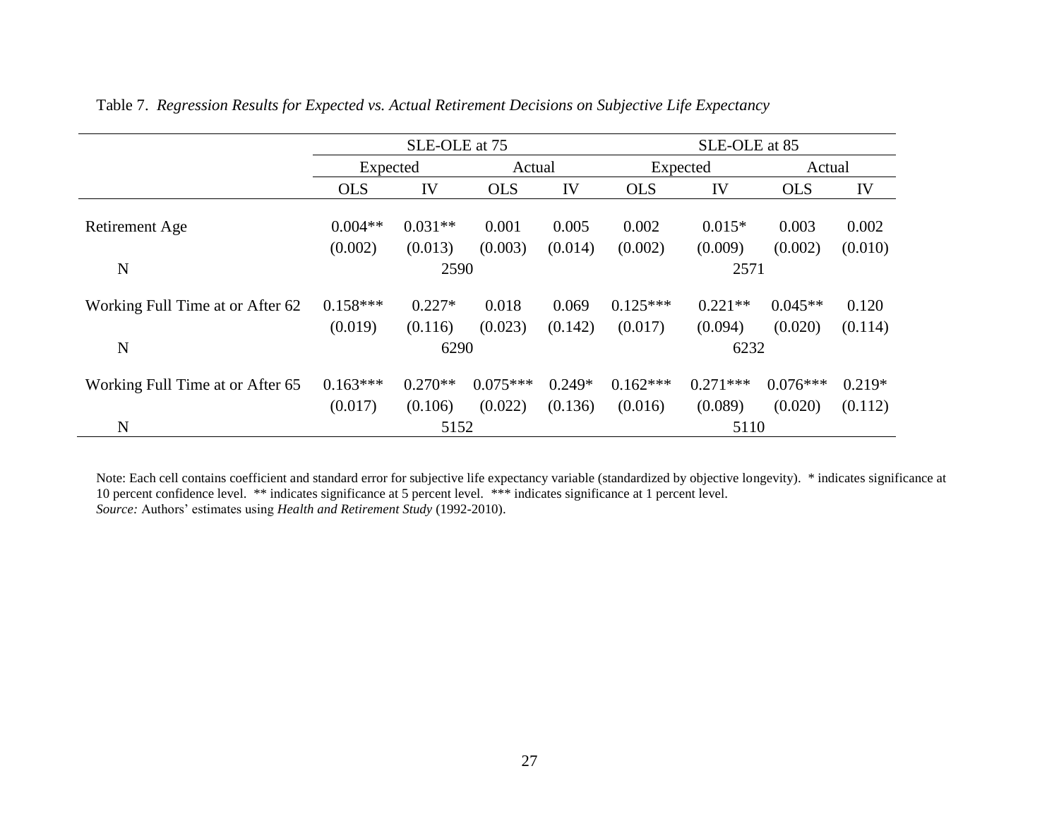Table 7. *Regression Results for Expected vs. Actual Retirement Decisions on Subjective Life Expectancy*

| | SLE-OLE at 75 | | | | SLE-OLE at 85 | | | |
|---|---|---|---|---|---|---|---|---|
| | Expected | | Actual | | Expected | | Actual | |
| | OLS | IV | OLS | IV | OLS | IV | OLS | IV |
| Retirement Age | 0.004** | 0.031** | 0.001 | 0.005 | 0.002 | 0.015* | 0.003 | 0.002 |
| | (0.002) | (0.013) | (0.003) | (0.014) | (0.002) | (0.009) | (0.002) | (0.010) |
| N | 2590 | | | | 2571 | | | |
| Working Full Time at or After 62 | 0.158*** | 0.227* | 0.018 | 0.069 | 0.125*** | 0.221** | 0.045** | 0.120 |
| | (0.019) | (0.116) | (0.023) | (0.142) | (0.017) | (0.094) | (0.020) | (0.114) |
| N | 6290 | | | | 6232 | | | |
| Working Full Time at or After 65 | 0.163*** | 0.270** | 0.075*** | 0.249* | 0.162*** | 0.271*** | 0.076*** | 0.219* |
| | (0.017) | (0.106) | (0.022) | (0.136) | (0.016) | (0.089) | (0.020) | (0.112) |
| N | 5152 | | | | 5110 | | | |

Note: Each cell contains coefficient and standard error for subjective life expectancy variable (standardized by objective longevity). * indicates significance at 10 percent confidence level. ** indicates significance at 5 percent level. *** indicates significance at 1 percent level.
*Source:* Authors' estimates using *Health and Retirement Study* (1992-2010).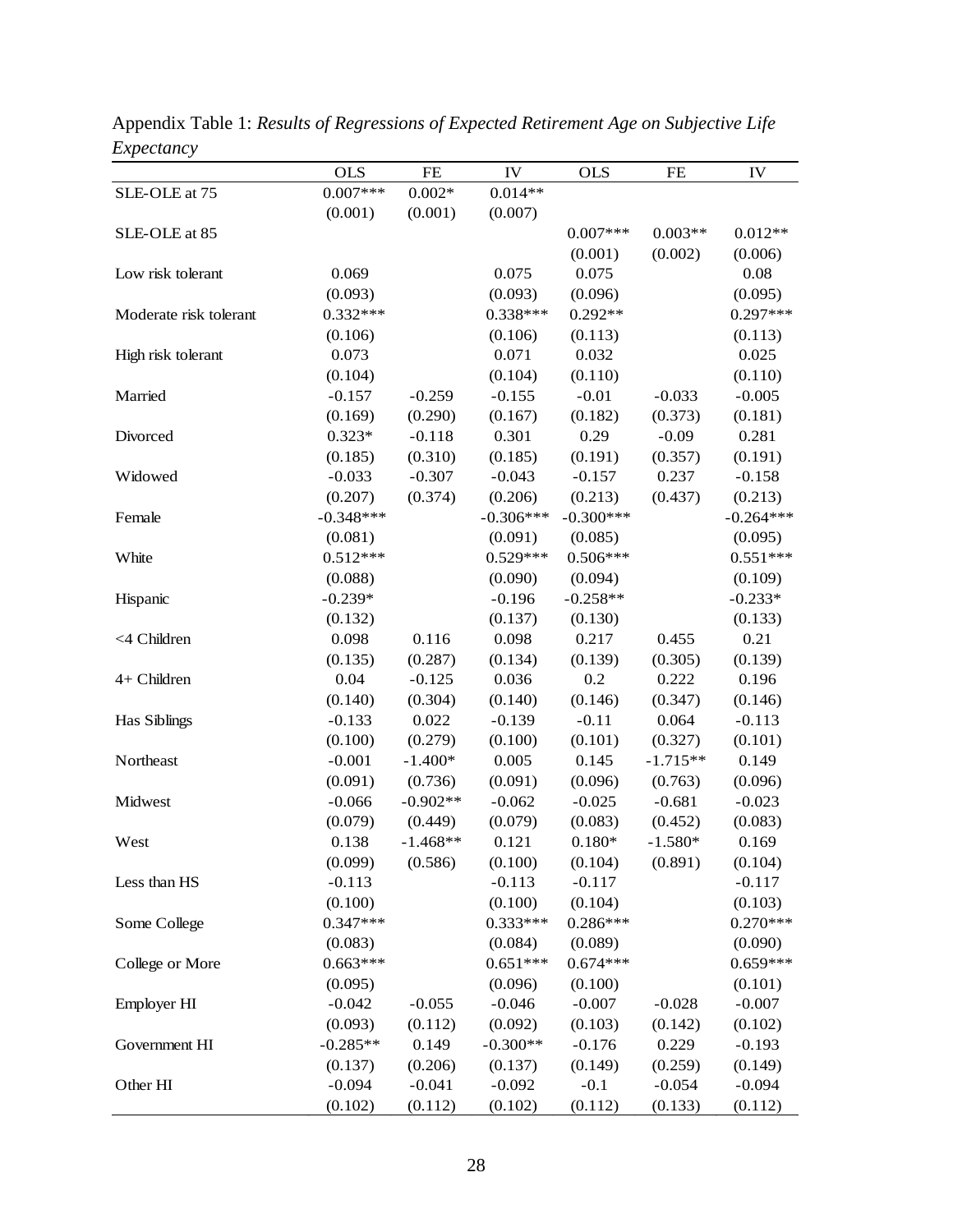Appendix Table 1: *Results of Regressions of Expected Retirement Age on Subjective Life Expectancy*

| | OLS | FE | IV | OLS | FE | IV |
|---|---|---|---|---|---|---|
| SLE-OLE at 75 | 0.007*** | 0.002* | 0.014** | | | |
| | (0.001) | (0.001) | (0.007) | | | |
| SLE-OLE at 85 | | | | 0.007*** | 0.003** | 0.012** |
| | | | | (0.001) | (0.002) | (0.006) |
| Low risk tolerant | 0.069 | | 0.075 | 0.075 | | 0.08 |
| | (0.093) | | (0.093) | (0.096) | | (0.095) |
| Moderate risk tolerant | 0.332*** | | 0.338*** | 0.292** | | 0.297*** |
| | (0.106) | | (0.106) | (0.113) | | (0.113) |
| High risk tolerant | 0.073 | | 0.071 | 0.032 | | 0.025 |
| | (0.104) | | (0.104) | (0.110) | | (0.110) |
| Married | -0.157 | -0.259 | -0.155 | -0.01 | -0.033 | -0.005 |
| | (0.169) | (0.290) | (0.167) | (0.182) | (0.373) | (0.181) |
| Divorced | 0.323* | -0.118 | 0.301 | 0.29 | -0.09 | 0.281 |
| | (0.185) | (0.310) | (0.185) | (0.191) | (0.357) | (0.191) |
| Widowed | -0.033 | -0.307 | -0.043 | -0.157 | 0.237 | -0.158 |
| | (0.207) | (0.374) | (0.206) | (0.213) | (0.437) | (0.213) |
| Female | -0.348*** | | -0.306*** | -0.300*** | | -0.264*** |
| | (0.081) | | (0.091) | (0.085) | | (0.095) |
| White | 0.512*** | | 0.529*** | 0.506*** | | 0.551*** |
| | (0.088) | | (0.090) | (0.094) | | (0.109) |
| Hispanic | -0.239* | | -0.196 | -0.258** | | -0.233* |
| | (0.132) | | (0.137) | (0.130) | | (0.133) |
| <4 Children | 0.098 | 0.116 | 0.098 | 0.217 | 0.455 | 0.21 |
| | (0.135) | (0.287) | (0.134) | (0.139) | (0.305) | (0.139) |
| 4+ Children | 0.04 | -0.125 | 0.036 | 0.2 | 0.222 | 0.196 |
| | (0.140) | (0.304) | (0.140) | (0.146) | (0.347) | (0.146) |
| Has Siblings | -0.133 | 0.022 | -0.139 | -0.11 | 0.064 | -0.113 |
| | (0.100) | (0.279) | (0.100) | (0.101) | (0.327) | (0.101) |
| Northeast | -0.001 | -1.400* | 0.005 | 0.145 | -1.715** | 0.149 |
| | (0.091) | (0.736) | (0.091) | (0.096) | (0.763) | (0.096) |
| Midwest | -0.066 | -0.902** | -0.062 | -0.025 | -0.681 | -0.023 |
| | (0.079) | (0.449) | (0.079) | (0.083) | (0.452) | (0.083) |
| West | 0.138 | -1.468** | 0.121 | 0.180* | -1.580* | 0.169 |
| | (0.099) | (0.586) | (0.100) | (0.104) | (0.891) | (0.104) |
| Less than HS | -0.113 | | -0.113 | -0.117 | | -0.117 |
| | (0.100) | | (0.100) | (0.104) | | (0.103) |
| Some College | 0.347*** | | 0.333*** | 0.286*** | | 0.270*** |
| | (0.083) | | (0.084) | (0.089) | | (0.090) |
| College or More | 0.663*** | | 0.651*** | 0.674*** | | 0.659*** |
| | (0.095) | | (0.096) | (0.100) | | (0.101) |
| Employer HI | -0.042 | -0.055 | -0.046 | -0.007 | -0.028 | -0.007 |
| | (0.093) | (0.112) | (0.092) | (0.103) | (0.142) | (0.102) |
| Government HI | -0.285** | 0.149 | -0.300** | -0.176 | 0.229 | -0.193 |
| | (0.137) | (0.206) | (0.137) | (0.149) | (0.259) | (0.149) |
| Other HI | -0.094 | -0.041 | -0.092 | -0.1 | -0.054 | -0.094 |
| | (0.102) | (0.112) | (0.102) | (0.112) | (0.133) | (0.112) |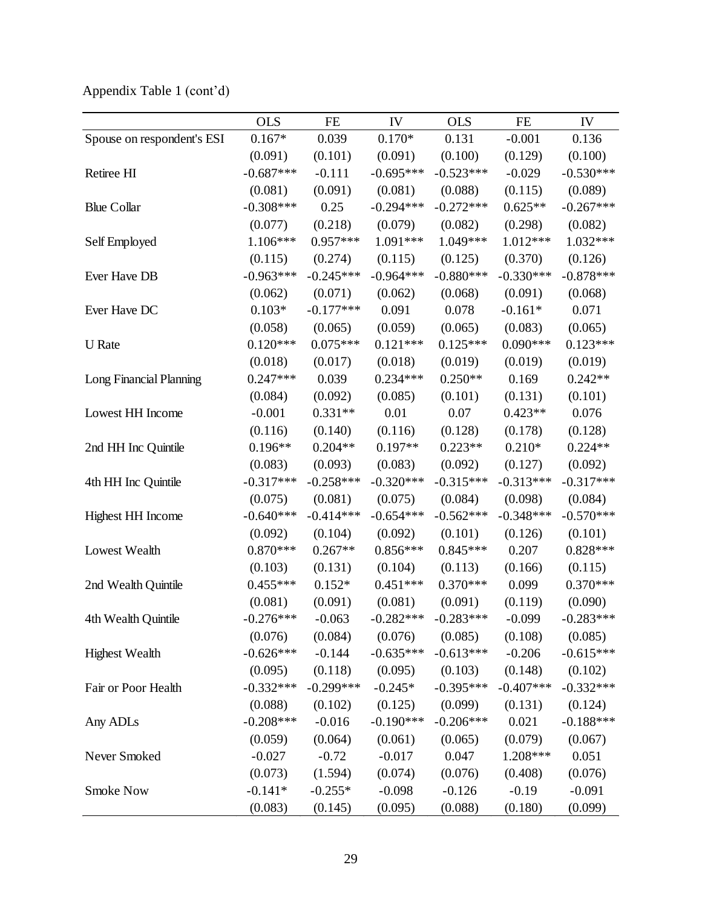Appendix Table 1 (cont'd)

| | OLS | FE | IV | OLS | FE | IV |
|---|---|---|---|---|---|---|
| Spouse on respondent's ESI | 0.167* | 0.039 | 0.170* | 0.131 | -0.001 | 0.136 |
| | (0.091) | (0.101) | (0.091) | (0.100) | (0.129) | (0.100) |
| Retiree HI | -0.687*** | -0.111 | -0.695*** | -0.523*** | -0.029 | -0.530*** |
| | (0.081) | (0.091) | (0.081) | (0.088) | (0.115) | (0.089) |
| Blue Collar | -0.308*** | 0.25 | -0.294*** | -0.272*** | 0.625** | -0.267*** |
| | (0.077) | (0.218) | (0.079) | (0.082) | (0.298) | (0.082) |
| Self Employed | 1.106*** | 0.957*** | 1.091*** | 1.049*** | 1.012*** | 1.032*** |
| | (0.115) | (0.274) | (0.115) | (0.125) | (0.370) | (0.126) |
| Ever Have DB | -0.963*** | -0.245*** | -0.964*** | -0.880*** | -0.330*** | -0.878*** |
| | (0.062) | (0.071) | (0.062) | (0.068) | (0.091) | (0.068) |
| Ever Have DC | 0.103* | -0.177*** | 0.091 | 0.078 | -0.161* | 0.071 |
| | (0.058) | (0.065) | (0.059) | (0.065) | (0.083) | (0.065) |
| U Rate | 0.120*** | 0.075*** | 0.121*** | 0.125*** | 0.090*** | 0.123*** |
| | (0.018) | (0.017) | (0.018) | (0.019) | (0.019) | (0.019) |
| Long Financial Planning | 0.247*** | 0.039 | 0.234*** | 0.250** | 0.169 | 0.242** |
| | (0.084) | (0.092) | (0.085) | (0.101) | (0.131) | (0.101) |
| Lowest HH Income | -0.001 | 0.331** | 0.01 | 0.07 | 0.423** | 0.076 |
| | (0.116) | (0.140) | (0.116) | (0.128) | (0.178) | (0.128) |
| 2nd HH Inc Quintile | 0.196** | 0.204** | 0.197** | 0.223** | 0.210* | 0.224** |
| | (0.083) | (0.093) | (0.083) | (0.092) | (0.127) | (0.092) |
| 4th HH Inc Quintile | -0.317*** | -0.258*** | -0.320*** | -0.315*** | -0.313*** | -0.317*** |
| | (0.075) | (0.081) | (0.075) | (0.084) | (0.098) | (0.084) |
| Highest HH Income | -0.640*** | -0.414*** | -0.654*** | -0.562*** | -0.348*** | -0.570*** |
| | (0.092) | (0.104) | (0.092) | (0.101) | (0.126) | (0.101) |
| Lowest Wealth | 0.870*** | 0.267** | 0.856*** | 0.845*** | 0.207 | 0.828*** |
| | (0.103) | (0.131) | (0.104) | (0.113) | (0.166) | (0.115) |
| 2nd Wealth Quintile | 0.455*** | 0.152* | 0.451*** | 0.370*** | 0.099 | 0.370*** |
| | (0.081) | (0.091) | (0.081) | (0.091) | (0.119) | (0.090) |
| 4th Wealth Quintile | -0.276*** | -0.063 | -0.282*** | -0.283*** | -0.099 | -0.283*** |
| | (0.076) | (0.084) | (0.076) | (0.085) | (0.108) | (0.085) |
| Highest Wealth | -0.626*** | -0.144 | -0.635*** | -0.613*** | -0.206 | -0.615*** |
| | (0.095) | (0.118) | (0.095) | (0.103) | (0.148) | (0.102) |
| Fair or Poor Health | -0.332*** | -0.299*** | -0.245* | -0.395*** | -0.407*** | -0.332*** |
| | (0.088) | (0.102) | (0.125) | (0.099) | (0.131) | (0.124) |
| Any ADLs | -0.208*** | -0.016 | -0.190*** | -0.206*** | 0.021 | -0.188*** |
| | (0.059) | (0.064) | (0.061) | (0.065) | (0.079) | (0.067) |
| Never Smoked | -0.027 | -0.72 | -0.017 | 0.047 | 1.208*** | 0.051 |
| | (0.073) | (1.594) | (0.074) | (0.076) | (0.408) | (0.076) |
| Smoke Now | -0.141* | -0.255* | -0.098 | -0.126 | -0.19 | -0.091 |
| | (0.083) | (0.145) | (0.095) | (0.088) | (0.180) | (0.099) |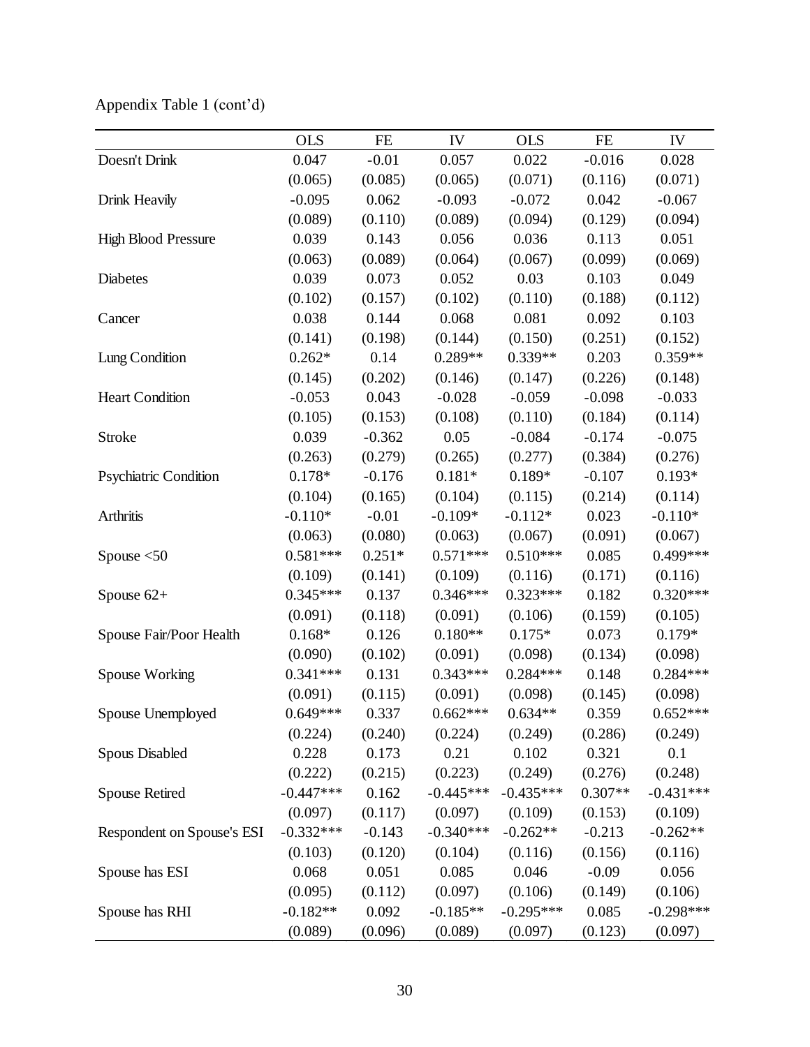Appendix Table 1 (cont'd)

| | OLS | FE | IV | OLS | FE | IV |
|---|---|---|---|---|---|---|
| Doesn't Drink | 0.047 | -0.01 | 0.057 | 0.022 | -0.016 | 0.028 |
| | (0.065) | (0.085) | (0.065) | (0.071) | (0.116) | (0.071) |
| Drink Heavily | -0.095 | 0.062 | -0.093 | -0.072 | 0.042 | -0.067 |
| | (0.089) | (0.110) | (0.089) | (0.094) | (0.129) | (0.094) |
| High Blood Pressure | 0.039 | 0.143 | 0.056 | 0.036 | 0.113 | 0.051 |
| | (0.063) | (0.089) | (0.064) | (0.067) | (0.099) | (0.069) |
| Diabetes | 0.039 | 0.073 | 0.052 | 0.03 | 0.103 | 0.049 |
| | (0.102) | (0.157) | (0.102) | (0.110) | (0.188) | (0.112) |
| Cancer | 0.038 | 0.144 | 0.068 | 0.081 | 0.092 | 0.103 |
| | (0.141) | (0.198) | (0.144) | (0.150) | (0.251) | (0.152) |
| Lung Condition | 0.262* | 0.14 | 0.289** | 0.339** | 0.203 | 0.359** |
| | (0.145) | (0.202) | (0.146) | (0.147) | (0.226) | (0.148) |
| Heart Condition | -0.053 | 0.043 | -0.028 | -0.059 | -0.098 | -0.033 |
| | (0.105) | (0.153) | (0.108) | (0.110) | (0.184) | (0.114) |
| Stroke | 0.039 | -0.362 | 0.05 | -0.084 | -0.174 | -0.075 |
| | (0.263) | (0.279) | (0.265) | (0.277) | (0.384) | (0.276) |
| Psychiatric Condition | 0.178* | -0.176 | 0.181* | 0.189* | -0.107 | 0.193* |
| | (0.104) | (0.165) | (0.104) | (0.115) | (0.214) | (0.114) |
| Arthritis | -0.110* | -0.01 | -0.109* | -0.112* | 0.023 | -0.110* |
| | (0.063) | (0.080) | (0.063) | (0.067) | (0.091) | (0.067) |
| Spouse <50 | 0.581*** | 0.251* | 0.571*** | 0.510*** | 0.085 | 0.499*** |
| | (0.109) | (0.141) | (0.109) | (0.116) | (0.171) | (0.116) |
| Spouse 62+ | 0.345*** | 0.137 | 0.346*** | 0.323*** | 0.182 | 0.320*** |
| | (0.091) | (0.118) | (0.091) | (0.106) | (0.159) | (0.105) |
| Spouse Fair/Poor Health | 0.168* | 0.126 | 0.180** | 0.175* | 0.073 | 0.179* |
| | (0.090) | (0.102) | (0.091) | (0.098) | (0.134) | (0.098) |
| Spouse Working | 0.341*** | 0.131 | 0.343*** | 0.284*** | 0.148 | 0.284*** |
| | (0.091) | (0.115) | (0.091) | (0.098) | (0.145) | (0.098) |
| Spouse Unemployed | 0.649*** | 0.337 | 0.662*** | 0.634** | 0.359 | 0.652*** |
| | (0.224) | (0.240) | (0.224) | (0.249) | (0.286) | (0.249) |
| Spous Disabled | 0.228 | 0.173 | 0.21 | 0.102 | 0.321 | 0.1 |
| | (0.222) | (0.215) | (0.223) | (0.249) | (0.276) | (0.248) |
| Spouse Retired | -0.447*** | 0.162 | -0.445*** | -0.435*** | 0.307** | -0.431*** |
| | (0.097) | (0.117) | (0.097) | (0.109) | (0.153) | (0.109) |
| Respondent on Spouse's ESI | -0.332*** | -0.143 | -0.340*** | -0.262** | -0.213 | -0.262** |
| | (0.103) | (0.120) | (0.104) | (0.116) | (0.156) | (0.116) |
| Spouse has ESI | 0.068 | 0.051 | 0.085 | 0.046 | -0.09 | 0.056 |
| | (0.095) | (0.112) | (0.097) | (0.106) | (0.149) | (0.106) |
| Spouse has RHI | -0.182** | 0.092 | -0.185** | -0.295*** | 0.085 | -0.298*** |
| | (0.089) | (0.096) | (0.089) | (0.097) | (0.123) | (0.097) |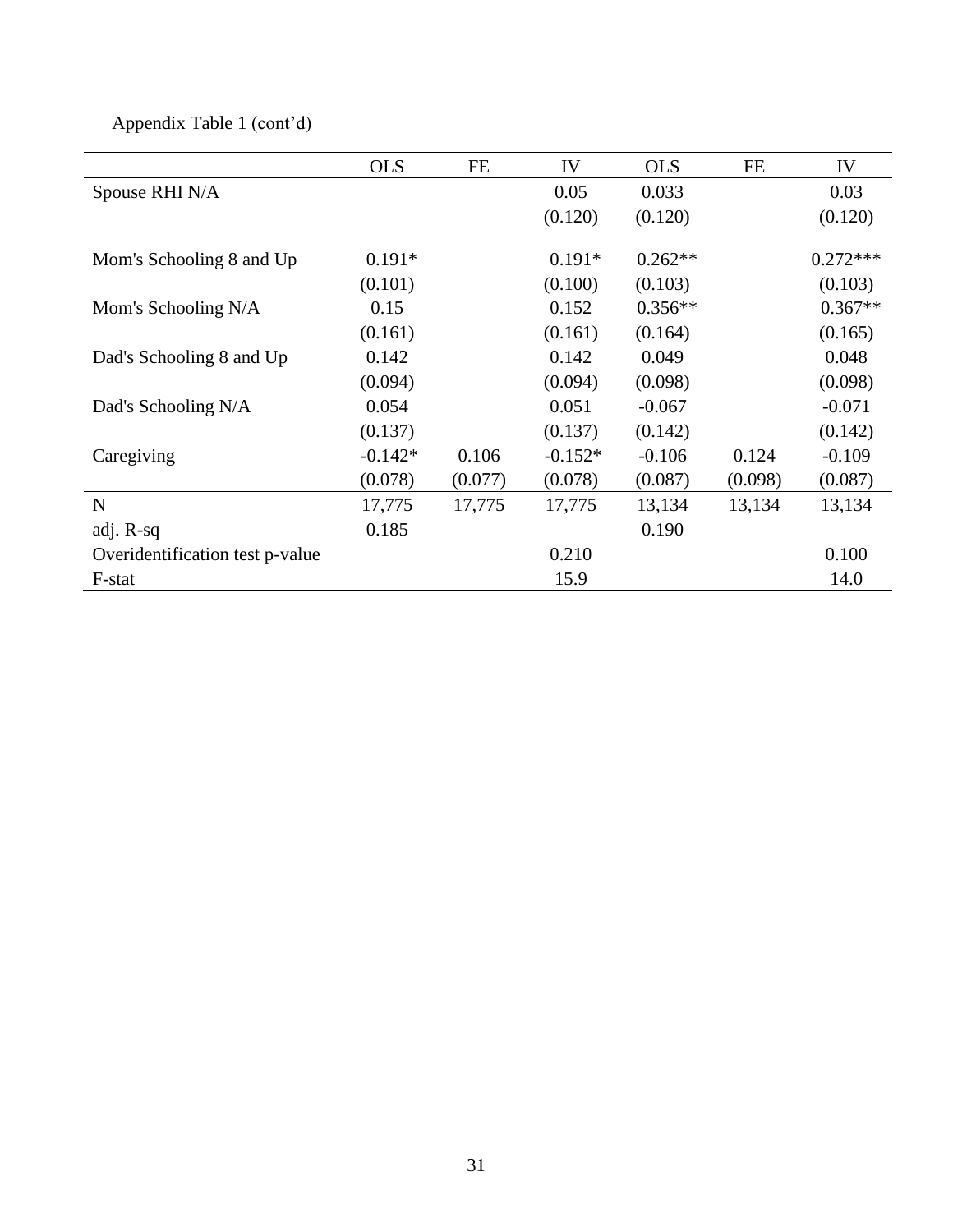Appendix Table 1 (cont'd)

| | OLS | FE | IV | OLS | FE | IV |
|---|---|---|---|---|---|---|
| Spouse RHI N/A | | | 0.05 | 0.033 | | 0.03 |
| | | | (0.120) | (0.120) | | (0.120) |
| Mom's Schooling 8 and Up | 0.191* | | 0.191* | 0.262** | | 0.272*** |
| | (0.101) | | (0.100) | (0.103) | | (0.103) |
| Mom's Schooling N/A | 0.15 | | 0.152 | 0.356** | | 0.367** |
| | (0.161) | | (0.161) | (0.164) | | (0.165) |
| Dad's Schooling 8 and Up | 0.142 | | 0.142 | 0.049 | | 0.048 |
| | (0.094) | | (0.094) | (0.098) | | (0.098) |
| Dad's Schooling N/A | 0.054 | | 0.051 | -0.067 | | -0.071 |
| | (0.137) | | (0.137) | (0.142) | | (0.142) |
| Caregiving | -0.142* | 0.106 | -0.152* | -0.106 | 0.124 | -0.109 |
| | (0.078) | (0.077) | (0.078) | (0.087) | (0.098) | (0.087) |
| N | 17,775 | 17,775 | 17,775 | 13,134 | 13,134 | 13,134 |
| adj. R-sq | 0.185 | | | 0.190 | | |
| Overidentification test p-value | | | 0.210 | | | 0.100 |
| F-stat | | | 15.9 | | | 14.0 |